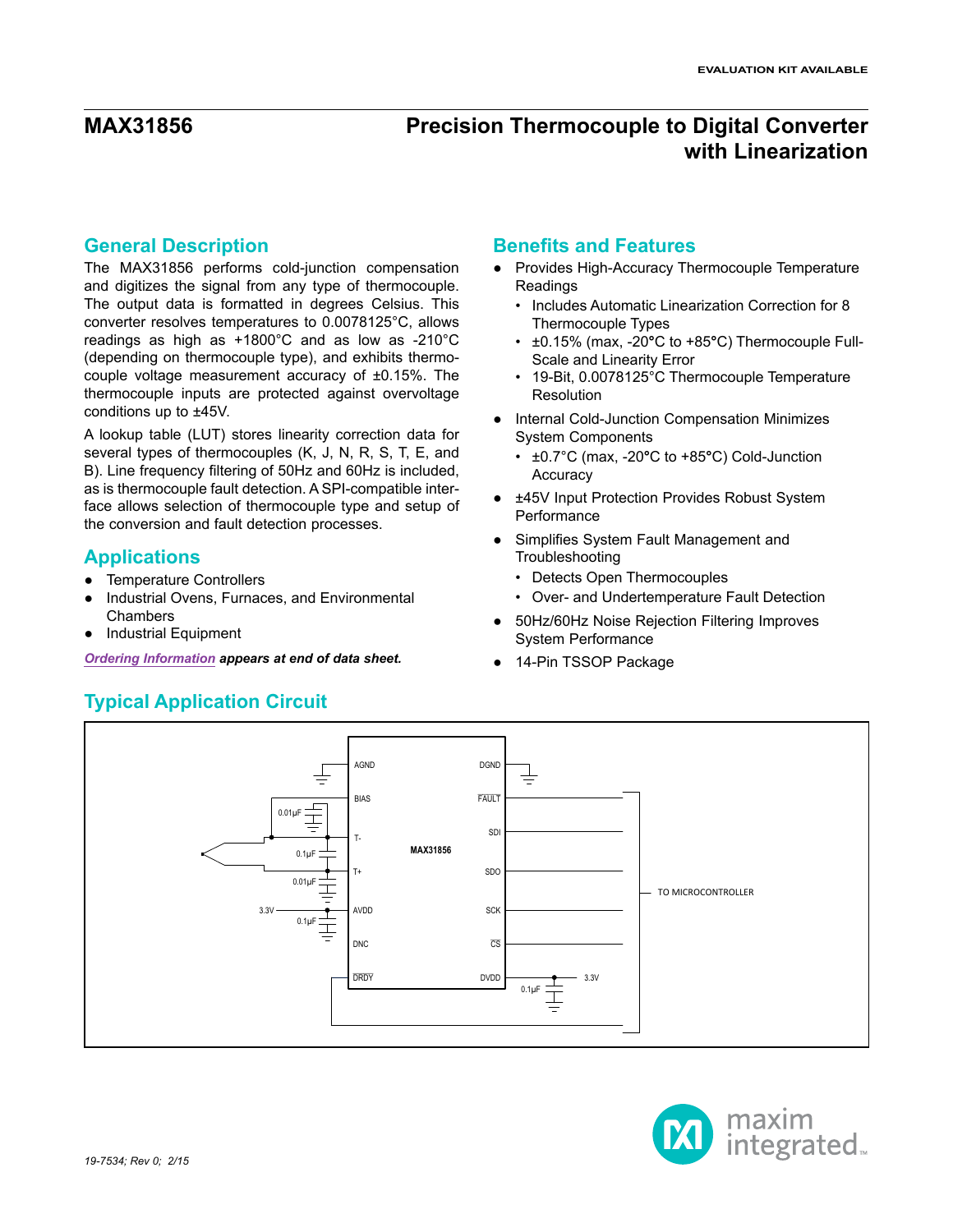EVALUATION KIT AVAILABLE

# MAX31856 Precision Thermocouple to Digital Converter with Linearization

## General Description

The MAX31856 performs cold-junction compensation and digitizes the signal from any type of thermocouple. The output data is formatted in degrees Celsius. This converter resolves temperatures to 0.0078125°C, allows readings as high as +1800°C and as low as -210°C (depending on thermocouple type), and exhibits thermocouple voltage measurement accuracy of ±0.15%. The thermocouple inputs are protected against overvoltage conditions up to ±45V.

A lookup table (LUT) stores linearity correction data for several types of thermocouples (K, J, N, R, S, T, E, and B). Line frequency filtering of 50Hz and 60Hz is included, as is thermocouple fault detection. A SPI-compatible interface allows selection of thermocouple type and setup of the conversion and fault detection processes.

## Applications

- Temperature Controllers
- Industrial Ovens, Furnaces, and Environmental Chambers
- Industrial Equipment

*Ordering Information* ***appears at end of data sheet.***

## Benefits and Features

- Provides High-Accuracy Thermocouple Temperature Readings
  - Includes Automatic Linearization Correction for 8 Thermocouple Types
  - ±0.15% (max, -20°C to +85°C) Thermocouple Full-Scale and Linearity Error
  - 19-Bit, 0.0078125°C Thermocouple Temperature Resolution
- Internal Cold-Junction Compensation Minimizes System Components
  - ±0.7°C (max, -20°C to +85°C) Cold-Junction Accuracy
- ±45V Input Protection Provides Robust System Performance
- Simplifies System Fault Management and Troubleshooting
  - Detects Open Thermocouples
  - Over- and Undertemperature Fault Detection
- 50Hz/60Hz Noise Rejection Filtering Improves System Performance
- 14-Pin TSSOP Package

## Typical Application Circuit

19-7534; Rev 0; 2/15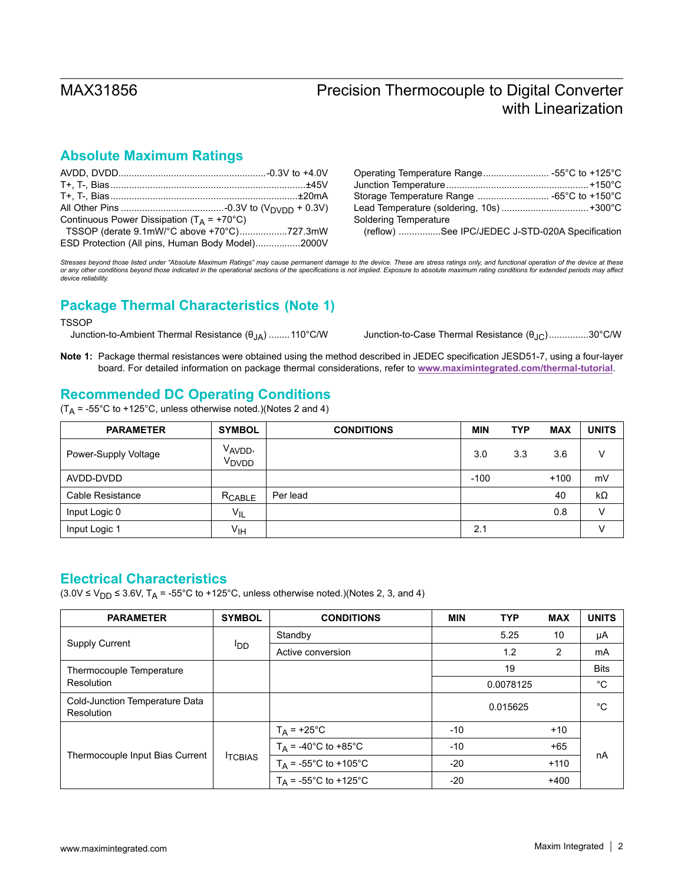## Absolute Maximum Ratings

AVDD, DVDD ........................................................-0.3V to +4.0V
T+, T-, Bias ...........................................................±45V
T+, T-, Bias ...........................................................±20mA
All Other Pins .......................................-0.3V to ($V_{DVDD}$ + 0.3V)
Continuous Power Dissipation ($T_A$ = +70°C)
  TSSOP (derate 9.1mW/°C above +70°C)..................727.3mW
ESD Protection (All pins, Human Body Model).................2000V

Operating Temperature Range......................... -55°C to +125°C
Junction Temperature.....................................................+150°C
Storage Temperature Range ........................... -65°C to +150°C
Lead Temperature (soldering, 10s) ..................................+300°C
Soldering Temperature
  (reflow) ................See IPC/JEDEC J-STD-020A Specification

*Stresses beyond those listed under "Absolute Maximum Ratings" may cause permanent damage to the device. These are stress ratings only, and functional operation of the device at these or any other conditions beyond those indicated in the operational sections of the specifications is not implied. Exposure to absolute maximum rating conditions for extended periods may affect device reliability.*

## Package Thermal Characteristics (Note 1)

TSSOP
  Junction-to-Ambient Thermal Resistance ($θ_{JA}$) ........110°C/W
  Junction-to-Case Thermal Resistance ($θ_{JC}$)...............30°C/W

**Note 1:** Package thermal resistances were obtained using the method described in JEDEC specification JESD51-7, using a four-layer board. For detailed information on package thermal considerations, refer to www.maximintegrated.com/thermal-tutorial.

## Recommended DC Operating Conditions

($T_A$ = -55°C to +125°C, unless otherwise noted.)(Notes 2 and 4)

| PARAMETER | SYMBOL | CONDITIONS | MIN | TYP | MAX | UNITS |
|---|---|---|---|---|---|---|
| Power-Supply Voltage | $V_{AVDD}$, $V_{DVDD}$ | | 3.0 | 3.3 | 3.6 | V |
| AVDD-DVDD | | | -100 | | +100 | mV |
| Cable Resistance | $R_{CABLE}$ | Per lead | | | 40 | kΩ |
| Input Logic 0 | $V_{IL}$ | | | | 0.8 | V |
| Input Logic 1 | $V_{IH}$ | | 2.1 | | | V |

## Electrical Characteristics

(3.0V ≤ $V_{DD}$ ≤ 3.6V, $T_A$ = -55°C to +125°C, unless otherwise noted.)(Notes 2, 3, and 4)

| PARAMETER | SYMBOL | CONDITIONS | MIN | TYP | MAX | UNITS |
|---|---|---|---|---|---|---|
| Supply Current | $I_{DD}$ | Standby | | 5.25 | 10 | µA |
| | | Active conversion | | 1.2 | 2 | mA |
| Thermocouple Temperature Resolution | | | | 19 | | Bits |
| | | | | 0.0078125 | | °C |
| Cold-Junction Temperature Data Resolution | | | | 0.015625 | | °C |
| Thermocouple Input Bias Current | $I_{TCBIAS}$ | $T_A$ = +25°C | -10 | | +10 | nA |
| | | $T_A$ = -40°C to +85°C | -10 | | +65 | |
| | | $T_A$ = -55°C to +105°C | -20 | | +110 | |
| | | $T_A$ = -55°C to +125°C | -20 | | +400 | |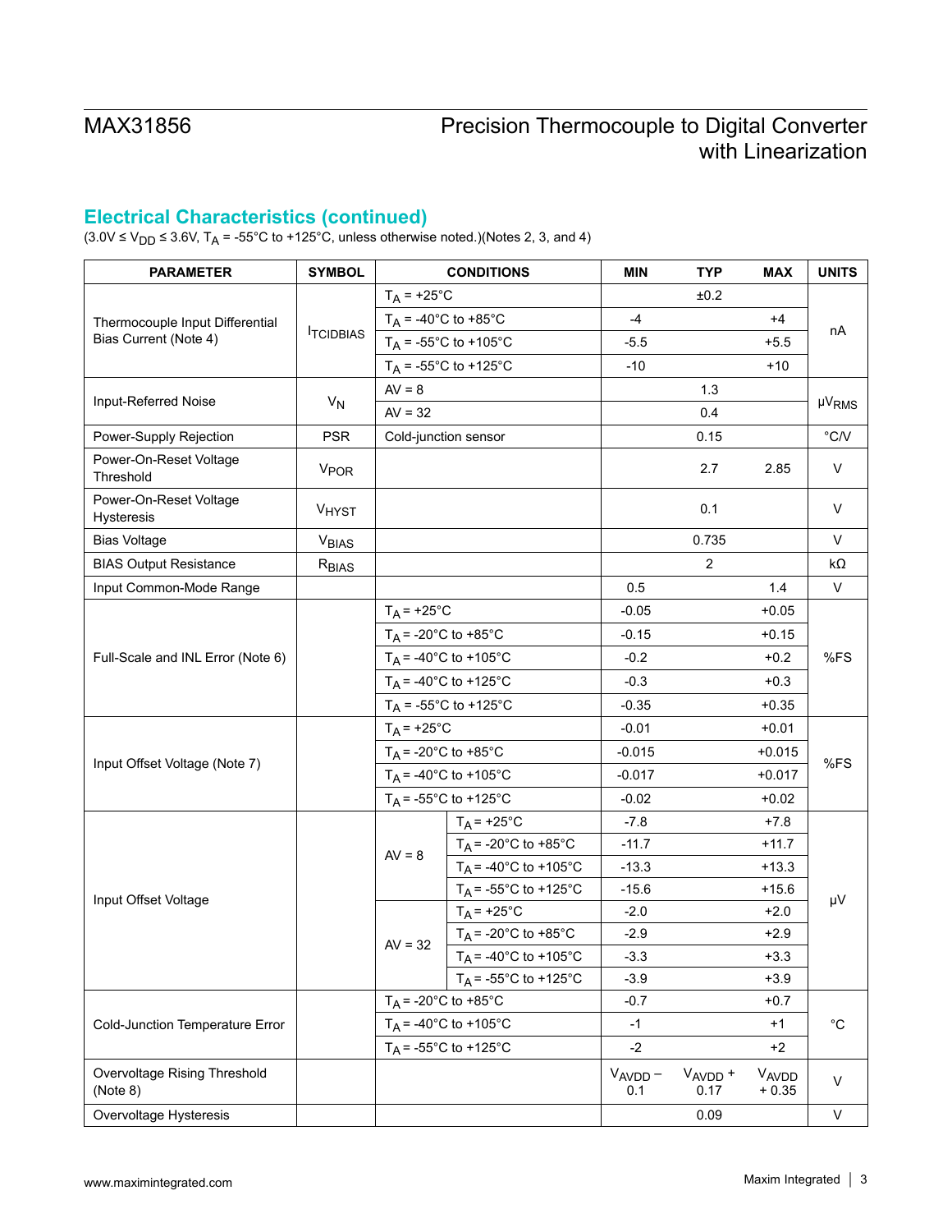## Electrical Characteristics (continued)

($3.0V \le V_{DD} \le 3.6V$, $T_A$ = -55°C to +125°C, unless otherwise noted.)(Notes 2, 3, and 4)

| PARAMETER | SYMBOL | CONDITIONS | | MIN | TYP | MAX | UNITS |
|---|---|---|---|---|---|---|---|
| Thermocouple Input Differential Bias Current (Note 4) | $I_{TCIDBIAS}$ | $T_A$ = +25°C | | | ±0.2 | | nA |
| | | $T_A$ = -40°C to +85°C | | -4 | | +4 | |
| | | $T_A$ = -55°C to +105°C | | -5.5 | | +5.5 | |
| | | $T_A$ = -55°C to +125°C | | -10 | | +10 | |
| Input-Referred Noise | $V_N$ | AV = 8 | | | 1.3 | | $\mu V_{RMS}$ |
| | | AV = 32 | | | 0.4 | | |
| Power-Supply Rejection | PSR | Cold-junction sensor | | | 0.15 | | °C/V |
| Power-On-Reset Voltage Threshold | $V_{POR}$ | | | | 2.7 | 2.85 | V |
| Power-On-Reset Voltage Hysteresis | $V_{HYST}$ | | | | 0.1 | | V |
| Bias Voltage | $V_{BIAS}$ | | | | 0.735 | | V |
| BIAS Output Resistance | $R_{BIAS}$ | | | | 2 | | kΩ |
| Input Common-Mode Range | | | | 0.5 | | 1.4 | V |
| Full-Scale and INL Error (Note 6) | | $T_A$ = +25°C | | -0.05 | | +0.05 | %FS |
| | | $T_A$ = -20°C to +85°C | | -0.15 | | +0.15 | |
| | | $T_A$ = -40°C to +105°C | | -0.2 | | +0.2 | |
| | | $T_A$ = -40°C to +125°C | | -0.3 | | +0.3 | |
| | | $T_A$ = -55°C to +125°C | | -0.35 | | +0.35 | |
| Input Offset Voltage (Note 7) | | $T_A$ = +25°C | | -0.01 | | +0.01 | %FS |
| | | $T_A$ = -20°C to +85°C | | -0.015 | | +0.015 | |
| | | $T_A$ = -40°C to +105°C | | -0.017 | | +0.017 | |
| | | $T_A$ = -55°C to +125°C | | -0.02 | | +0.02 | |
| Input Offset Voltage | | AV = 8 | $T_A$ = +25°C | -7.8 | | +7.8 | µV |
| | | | $T_A$ = -20°C to +85°C | -11.7 | | +11.7 | |
| | | | $T_A$ = -40°C to +105°C | -13.3 | | +13.3 | |
| | | | $T_A$ = -55°C to +125°C | -15.6 | | +15.6 | |
| | | AV = 32 | $T_A$ = +25°C | -2.0 | | +2.0 | |
| | | | $T_A$ = -20°C to +85°C | -2.9 | | +2.9 | |
| | | | $T_A$ = -40°C to +105°C | -3.3 | | +3.3 | |
| | | | $T_A$ = -55°C to +125°C | -3.9 | | +3.9 | |
| Cold-Junction Temperature Error | | $T_A$ = -20°C to +85°C | | -0.7 | | +0.7 | °C |
| | | $T_A$ = -40°C to +105°C | | -1 | | +1 | |
| | | $T_A$ = -55°C to +125°C | | -2 | | +2 | |
| Overvoltage Rising Threshold (Note 8) | | | | $V_{AVDD}$ – 0.1 | $V_{AVDD}$ + 0.17 | $V_{AVDD}$ + 0.35 | V |
| Overvoltage Hysteresis | | | | | 0.09 | | V |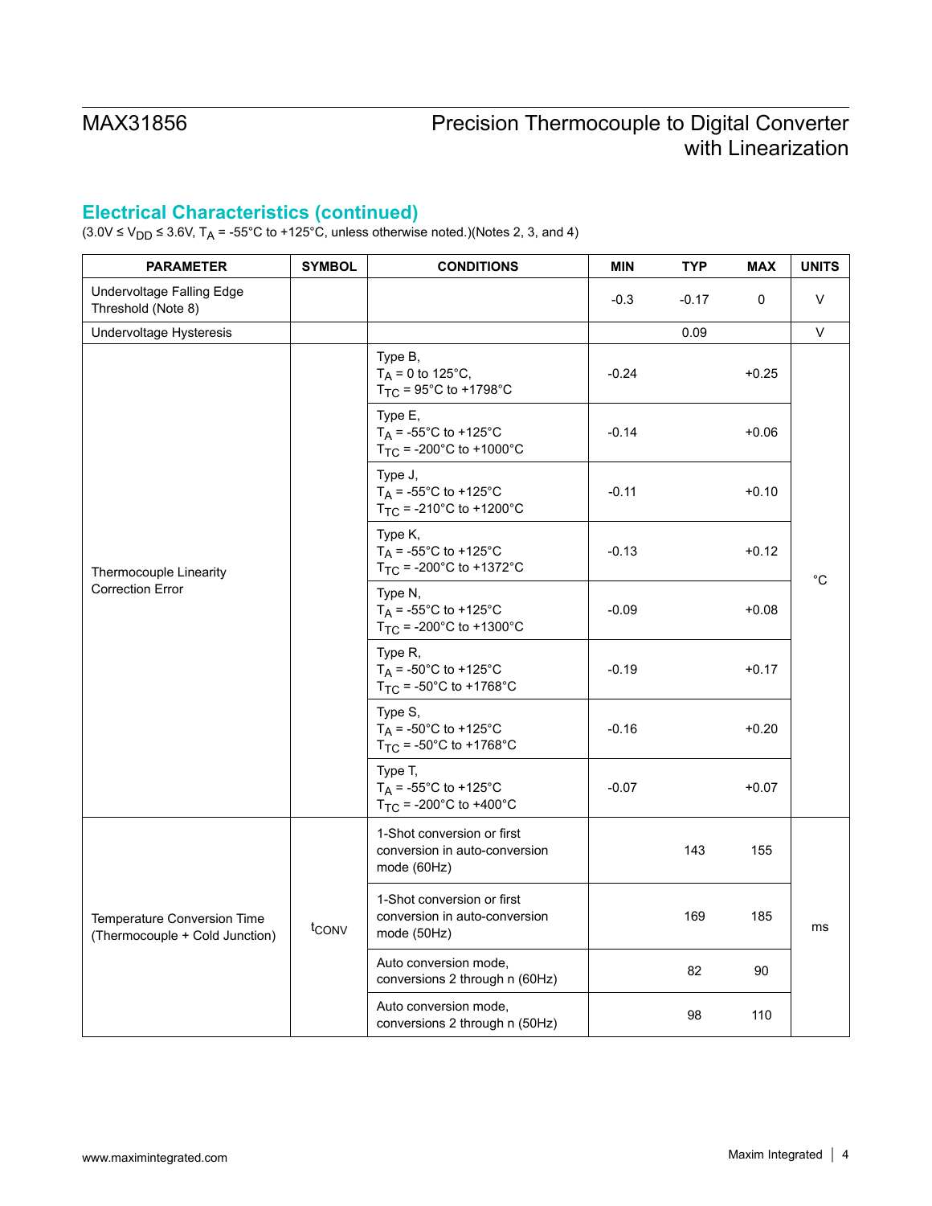## Electrical Characteristics (continued)

($3.0V \le V_{DD} \le 3.6V$, $T_A$ = -55°C to +125°C, unless otherwise noted.)(Notes 2, 3, and 4)

| PARAMETER | SYMBOL | CONDITIONS | MIN | TYP | MAX | UNITS |
|---|---|---|---|---|---|---|
| Undervoltage Falling Edge Threshold (Note 8) | | | -0.3 | -0.17 | 0 | V |
| Undervoltage Hysteresis | | | | 0.09 | | V |
| Thermocouple Linearity Correction Error | | Type B, $T_A$ = 0 to 125°C, $T_{TC}$ = 95°C to +1798°C | -0.24 | | +0.25 | °C |
| | | Type E, $T_A$ = -55°C to +125°C $T_{TC}$ = -200°C to +1000°C | -0.14 | | +0.06 | |
| | | Type J, $T_A$ = -55°C to +125°C $T_{TC}$ = -210°C to +1200°C | -0.11 | | +0.10 | |
| | | Type K, $T_A$ = -55°C to +125°C $T_{TC}$ = -200°C to +1372°C | -0.13 | | +0.12 | |
| | | Type N, $T_A$ = -55°C to +125°C $T_{TC}$ = -200°C to +1300°C | -0.09 | | +0.08 | |
| | | Type R, $T_A$ = -50°C to +125°C $T_{TC}$ = -50°C to +1768°C | -0.19 | | +0.17 | |
| | | Type S, $T_A$ = -50°C to +125°C $T_{TC}$ = -50°C to +1768°C | -0.16 | | +0.20 | |
| | | Type T, $T_A$ = -55°C to +125°C $T_{TC}$ = -200°C to +400°C | -0.07 | | +0.07 | |
| Temperature Conversion Time (Thermocouple + Cold Junction) | $t_{CONV}$ | 1-Shot conversion or first conversion in auto-conversion mode (60Hz) | | 143 | 155 | ms |
| | | 1-Shot conversion or first conversion in auto-conversion mode (50Hz) | | 169 | 185 | |
| | | Auto conversion mode, conversions 2 through n (60Hz) | | 82 | 90 | |
| | | Auto conversion mode, conversions 2 through n (50Hz) | | 98 | 110 | |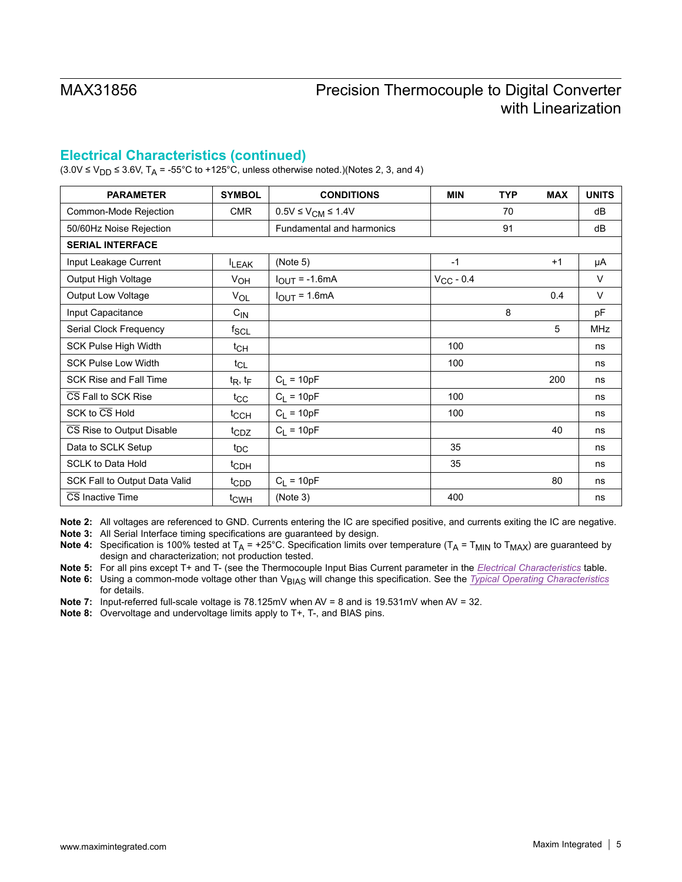## Electrical Characteristics (continued)

($3.0V \leq V_{DD} \leq 3.6V$, $T_A$ = -55°C to +125°C, unless otherwise noted.)(Notes 2, 3, and 4)

| PARAMETER | SYMBOL | CONDITIONS | MIN | TYP | MAX | UNITS |
|---|---|---|---|---|---|---|
| Common-Mode Rejection | CMR | $0.5V \leq V_{CM} \leq 1.4V$ | | 70 | | dB |
| 50/60Hz Noise Rejection | | Fundamental and harmonics | | 91 | | dB |
| **SERIAL INTERFACE** | | | | | | |
| Input Leakage Current | $I_{LEAK}$ | (Note 5) | -1 | | +1 | µA |
| Output High Voltage | $V_{OH}$ | $I_{OUT}$ = -1.6mA | $V_{CC}$ - 0.4 | | | V |
| Output Low Voltage | $V_{OL}$ | $I_{OUT}$ = 1.6mA | | | 0.4 | V |
| Input Capacitance | $C_{IN}$ | | | 8 | | pF |
| Serial Clock Frequency | $f_{SCL}$ | | | | 5 | MHz |
| SCK Pulse High Width | $t_{CH}$ | | 100 | | | ns |
| SCK Pulse Low Width | $t_{CL}$ | | 100 | | | ns |
| SCK Rise and Fall Time | $t_R$, $t_F$ | $C_L$ = 10pF | | | 200 | ns |
| $\overline{CS}$ Fall to SCK Rise | $t_{CC}$ | $C_L$ = 10pF | 100 | | | ns |
| SCK to $\overline{CS}$ Hold | $t_{CCH}$ | $C_L$ = 10pF | 100 | | | ns |
| $\overline{CS}$ Rise to Output Disable | $t_{CDZ}$ | $C_L$ = 10pF | | | 40 | ns |
| Data to SCLK Setup | $t_{DC}$ | | 35 | | | ns |
| SCLK to Data Hold | $t_{CDH}$ | | 35 | | | ns |
| SCK Fall to Output Data Valid | $t_{CDD}$ | $C_L$ = 10pF | | | 80 | ns |
| $\overline{CS}$ Inactive Time | $t_{CWH}$ | (Note 3) | 400 | | | ns |

**Note 2:** All voltages are referenced to GND. Currents entering the IC are specified positive, and currents exiting the IC are negative.

**Note 3:** All Serial Interface timing specifications are guaranteed by design.

**Note 4:** Specification is 100% tested at $T_A$ = +25°C. Specification limits over temperature ($T_A$ = $T_{MIN}$ to $T_{MAX}$) are guaranteed by design and characterization; not production tested.

**Note 5:** For all pins except T+ and T- (see the Thermocouple Input Bias Current parameter in the *Electrical Characteristics* table.

**Note 6:** Using a common-mode voltage other than $V_{BIAS}$ will change this specification. See the *Typical Operating Characteristics* for details.

**Note 7:** Input-referred full-scale voltage is 78.125mV when AV = 8 and is 19.531mV when AV = 32.

**Note 8:** Overvoltage and undervoltage limits apply to T+, T-, and BIAS pins.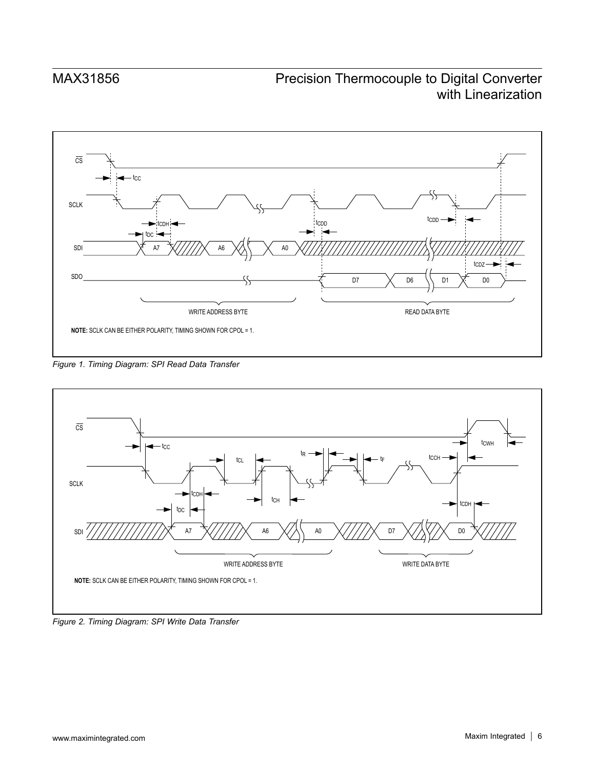CS

SCLK

SDI

SDO

$t_{CC}$

$t_{CDH}$

$t_{DC}$

$t_{CDD}$

$t_{CDD}$

$t_{CDZ}$

A7 A6 A0

D7 D6 D1 D0

WRITE ADDRESS BYTE

READ DATA BYTE

**NOTE:** SCLK CAN BE EITHER POLARITY, TIMING SHOWN FOR CPOL = 1.

*Figure 1. Timing Diagram: SPI Read Data Transfer*

CS

SCLK

SDI

$t_{CC}$

$t_{CL}$

$t_{R}$

$t_{F}$

$t_{CCH}$

$t_{CWH}$

$t_{CDH}$

$t_{DC}$

$t_{CH}$

$t_{CDH}$

A7 A6 A0 D7 D0

WRITE ADDRESS BYTE

WRITE DATA BYTE

**NOTE:** SCLK CAN BE EITHER POLARITY, TIMING SHOWN FOR CPOL = 1.

*Figure 2. Timing Diagram: SPI Write Data Transfer*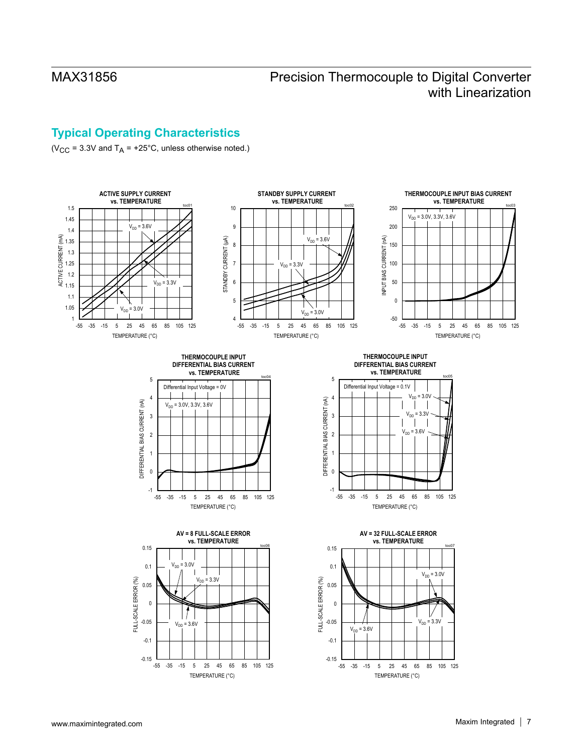## Typical Operating Characteristics

($V_{CC}$ = 3.3V and $T_A$ = +25°C, unless otherwise noted.)

**ACTIVE SUPPLY CURRENT vs. TEMPERATURE** (toc01)

**STANDBY SUPPLY CURRENT vs. TEMPERATURE** (toc02)

**THERMOCOUPLE INPUT BIAS CURRENT vs. TEMPERATURE** (toc03)

**THERMOCOUPLE INPUT DIFFERENTIAL BIAS CURRENT vs. TEMPERATURE** (toc04)

**THERMOCOUPLE INPUT DIFFERENTIAL BIAS CURRENT vs. TEMPERATURE** (toc05)

**AV = 8 FULL-SCALE ERROR vs. TEMPERATURE** (toc06)

**AV = 32 FULL-SCALE ERROR vs. TEMPERATURE** (toc07)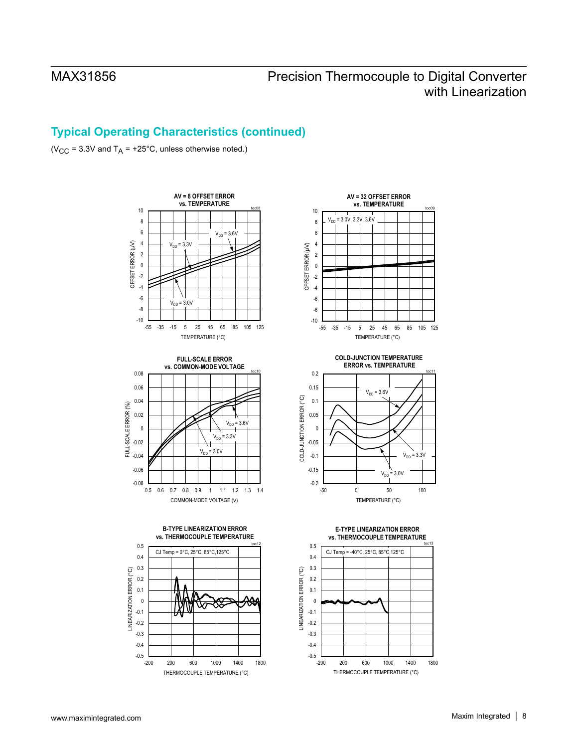## Typical Operating Characteristics (continued)

($V_{CC}$ = 3.3V and $T_A$ = +25°C, unless otherwise noted.)

**AV = 8 OFFSET ERROR vs. TEMPERATURE**

**AV = 32 OFFSET ERROR vs. TEMPERATURE**

**FULL-SCALE ERROR vs. COMMON-MODE VOLTAGE**

**COLD-JUNCTION TEMPERATURE ERROR vs. TEMPERATURE**

**B-TYPE LINEARIZATION ERROR vs. THERMOCOUPLE TEMPERATURE**

**E-TYPE LINEARIZATION ERROR vs. THERMOCOUPLE TEMPERATURE**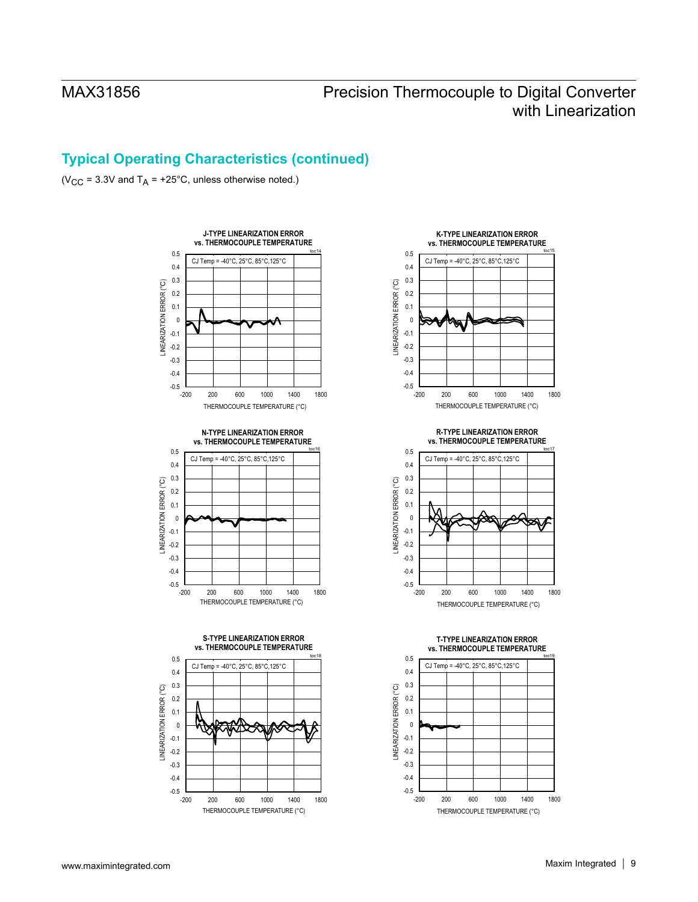## Typical Operating Characteristics (continued)

($V_{CC}$ = 3.3V and $T_A$ = +25°C, unless otherwise noted.)

**J-TYPE LINEARIZATION ERROR vs. THERMOCOUPLE TEMPERATURE** (toc14)

CJ Temp = -40°C, 25°C, 85°C,125°C

LINEARIZATION ERROR (°C) vs. THERMOCOUPLE TEMPERATURE (°C)

**K-TYPE LINEARIZATION ERROR vs. THERMOCOUPLE TEMPERATURE** (toc15)

CJ Temp = -40°C, 25°C, 85°C,125°C

LINEARIZATION ERROR (°C) vs. THERMOCOUPLE TEMPERATURE (°C)

**N-TYPE LINEARIZATION ERROR vs. THERMOCOUPLE TEMPERATURE** (toc16)

CJ Temp = -40°C, 25°C, 85°C,125°C

LINEARIZATION ERROR (°C) vs. THERMOCOUPLE TEMPERATURE (°C)

**R-TYPE LINEARIZATION ERROR vs. THERMOCOUPLE TEMPERATURE** (toc17)

CJ Temp = -40°C, 25°C, 85°C,125°C

LINEARIZATION ERROR (°C) vs. THERMOCOUPLE TEMPERATURE (°C)

**S-TYPE LINEARIZATION ERROR vs. THERMOCOUPLE TEMPERATURE** (toc18)

CJ Temp = -40°C, 25°C, 85°C,125°C

LINEARIZATION ERROR (°C) vs. THERMOCOUPLE TEMPERATURE (°C)

**T-TYPE LINEARIZATION ERROR vs. THERMOCOUPLE TEMPERATURE** (toc19)

CJ Temp = -40°C, 25°C, 85°C,125°C

LINEARIZATION ERROR (°C) vs. THERMOCOUPLE TEMPERATURE (°C)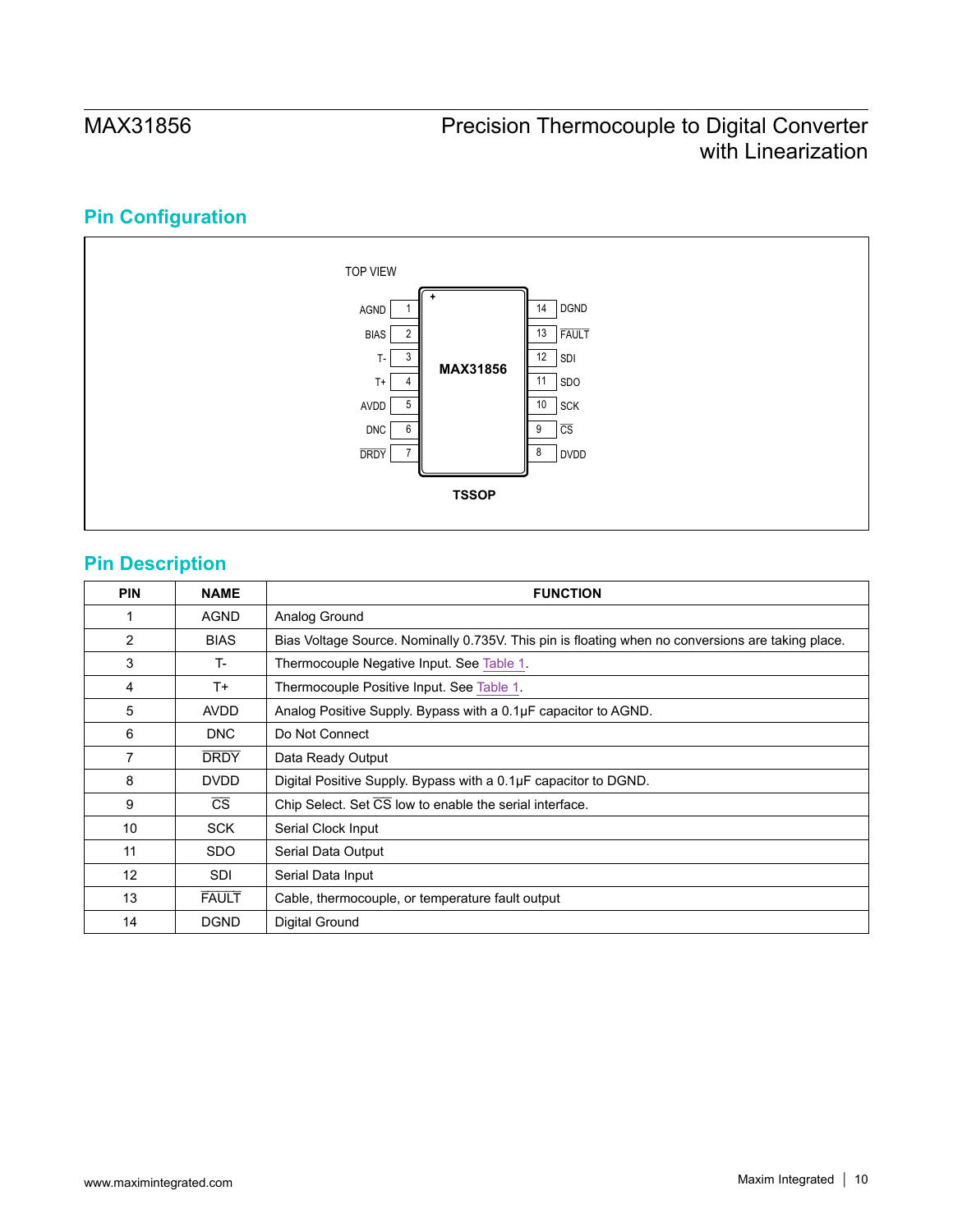## Pin Configuration

TOP VIEW

| Pin | Name | | Pin | Name |
|---|---|---|---|---|
| 1 | AGND | | 14 | DGND |
| 2 | BIAS | | 13 | $\overline{FAULT}$ |
| 3 | T- | | 12 | SDI |
| 4 | T+ | | 11 | SDO |
| 5 | AVDD | | 10 | SCK |
| 6 | DNC | | 9 | $\overline{CS}$ |
| 7 | $\overline{DRDY}$ | | 8 | DVDD |

**MAX31856**

**TSSOP**

## Pin Description

| PIN | NAME | FUNCTION |
|---|---|---|
| 1 | AGND | Analog Ground |
| 2 | BIAS | Bias Voltage Source. Nominally 0.735V. This pin is floating when no conversions are taking place. |
| 3 | T- | Thermocouple Negative Input. See Table 1. |
| 4 | T+ | Thermocouple Positive Input. See Table 1. |
| 5 | AVDD | Analog Positive Supply. Bypass with a 0.1µF capacitor to AGND. |
| 6 | DNC | Do Not Connect |
| 7 | $\overline{DRDY}$ | Data Ready Output |
| 8 | DVDD | Digital Positive Supply. Bypass with a 0.1µF capacitor to DGND. |
| 9 | $\overline{CS}$ | Chip Select. Set $\overline{CS}$ low to enable the serial interface. |
| 10 | SCK | Serial Clock Input |
| 11 | SDO | Serial Data Output |
| 12 | SDI | Serial Data Input |
| 13 | $\overline{FAULT}$ | Cable, thermocouple, or temperature fault output |
| 14 | DGND | Digital Ground |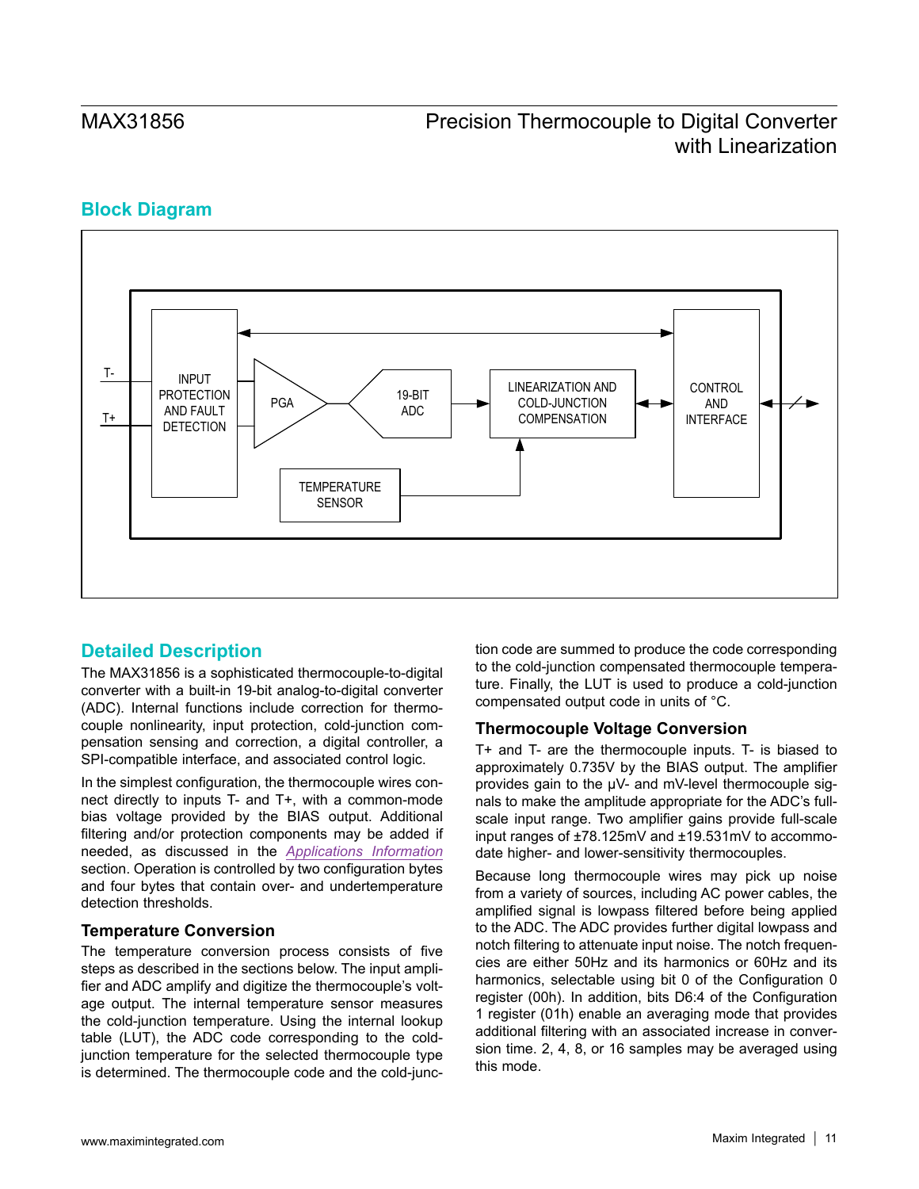## Block Diagram

## Detailed Description

The MAX31856 is a sophisticated thermocouple-to-digital converter with a built-in 19-bit analog-to-digital converter (ADC). Internal functions include correction for thermocouple nonlinearity, input protection, cold-junction compensation sensing and correction, a digital controller, a SPI-compatible interface, and associated control logic.

In the simplest configuration, the thermocouple wires connect directly to inputs T- and T+, with a common-mode bias voltage provided by the BIAS output. Additional filtering and/or protection components may be added if needed, as discussed in the *Applications Information* section. Operation is controlled by two configuration bytes and four bytes that contain over- and undertemperature detection thresholds.

### Temperature Conversion

The temperature conversion process consists of five steps as described in the sections below. The input amplifier and ADC amplify and digitize the thermocouple's voltage output. The internal temperature sensor measures the cold-junction temperature. Using the internal lookup table (LUT), the ADC code corresponding to the cold-junction temperature for the selected thermocouple type is determined. The thermocouple code and the cold-junction code are summed to produce the code corresponding to the cold-junction compensated thermocouple temperature. Finally, the LUT is used to produce a cold-junction compensated output code in units of °C.

### Thermocouple Voltage Conversion

T+ and T- are the thermocouple inputs. T- is biased to approximately 0.735V by the BIAS output. The amplifier provides gain to the µV- and mV-level thermocouple signals to make the amplitude appropriate for the ADC's full-scale input range. Two amplifier gains provide full-scale input ranges of ±78.125mV and ±19.531mV to accommodate higher- and lower-sensitivity thermocouples.

Because long thermocouple wires may pick up noise from a variety of sources, including AC power cables, the amplified signal is lowpass filtered before being applied to the ADC. The ADC provides further digital lowpass and notch filtering to attenuate input noise. The notch frequencies are either 50Hz and its harmonics or 60Hz and its harmonics, selectable using bit 0 of the Configuration 0 register (00h). In addition, bits D6:4 of the Configuration 1 register (01h) enable an averaging mode that provides additional filtering with an associated increase in conversion time. 2, 4, 8, or 16 samples may be averaged using this mode.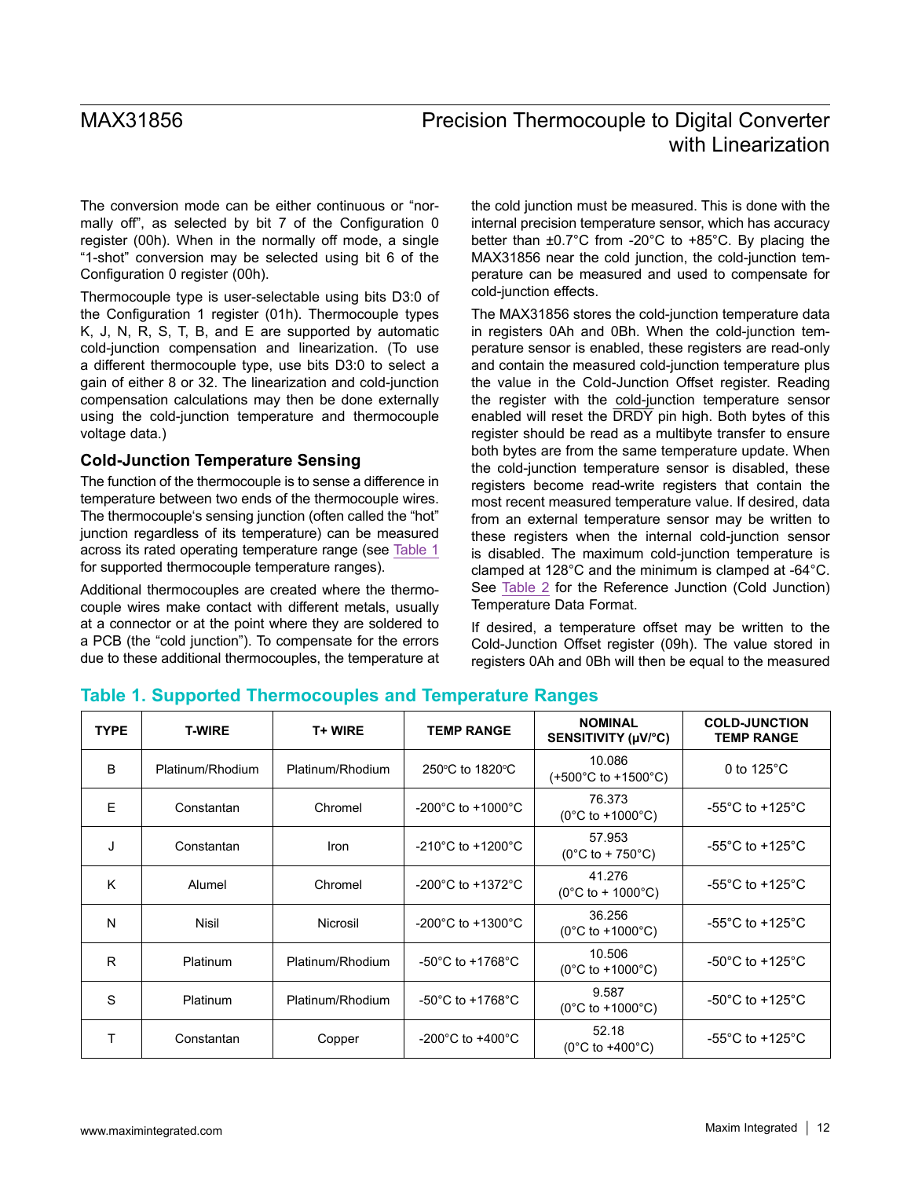The conversion mode can be either continuous or "normally off", as selected by bit 7 of the Configuration 0 register (00h). When in the normally off mode, a single "1-shot" conversion may be selected using bit 6 of the Configuration 0 register (00h).

Thermocouple type is user-selectable using bits D3:0 of the Configuration 1 register (01h). Thermocouple types K, J, N, R, S, T, B, and E are supported by automatic cold-junction compensation and linearization. (To use a different thermocouple type, use bits D3:0 to select a gain of either 8 or 32. The linearization and cold-junction compensation calculations may then be done externally using the cold-junction temperature and thermocouple voltage data.)

### Cold-Junction Temperature Sensing

The function of the thermocouple is to sense a difference in temperature between two ends of the thermocouple wires. The thermocouple's sensing junction (often called the "hot" junction regardless of its temperature) can be measured across its rated operating temperature range (see Table 1 for supported thermocouple temperature ranges).

Additional thermocouples are created where the thermocouple wires make contact with different metals, usually at a connector or at the point where they are soldered to a PCB (the "cold junction"). To compensate for the errors due to these additional thermocouples, the temperature at the cold junction must be measured. This is done with the internal precision temperature sensor, which has accuracy better than ±0.7°C from -20°C to +85°C. By placing the MAX31856 near the cold junction, the cold-junction temperature can be measured and used to compensate for cold-junction effects.

The MAX31856 stores the cold-junction temperature data in registers 0Ah and 0Bh. When the cold-junction temperature sensor is enabled, these registers are read-only and contain the measured cold-junction temperature plus the value in the Cold-Junction Offset register. Reading the register with the cold-junction temperature sensor enabled will reset the $\overline{\text{DRDY}}$ pin high. Both bytes of this register should be read as a multibyte transfer to ensure both bytes are from the same temperature update. When the cold-junction temperature sensor is disabled, these registers become read-write registers that contain the most recent measured temperature value. If desired, data from an external temperature sensor may be written to these registers when the internal cold-junction sensor is disabled. The maximum cold-junction temperature is clamped at 128°C and the minimum is clamped at -64°C. See Table 2 for the Reference Junction (Cold Junction) Temperature Data Format.

If desired, a temperature offset may be written to the Cold-Junction Offset register (09h). The value stored in registers 0Ah and 0Bh will then be equal to the measured

### Table 1. Supported Thermocouples and Temperature Ranges

| TYPE | T-WIRE | T+ WIRE | TEMP RANGE | NOMINAL SENSITIVITY (µV/°C) | COLD-JUNCTION TEMP RANGE |
|---|---|---|---|---|---|
| B | Platinum/Rhodium | Platinum/Rhodium | 250°C to 1820°C | 10.086 (+500°C to +1500°C) | 0 to 125°C |
| E | Constantan | Chromel | -200°C to +1000°C | 76.373 (0°C to +1000°C) | -55°C to +125°C |
| J | Constantan | Iron | -210°C to +1200°C | 57.953 (0°C to + 750°C) | -55°C to +125°C |
| K | Alumel | Chromel | -200°C to +1372°C | 41.276 (0°C to + 1000°C) | -55°C to +125°C |
| N | Nisil | Nicrosil | -200°C to +1300°C | 36.256 (0°C to +1000°C) | -55°C to +125°C |
| R | Platinum | Platinum/Rhodium | -50°C to +1768°C | 10.506 (0°C to +1000°C) | -50°C to +125°C |
| S | Platinum | Platinum/Rhodium | -50°C to +1768°C | 9.587 (0°C to +1000°C) | -50°C to +125°C |
| T | Constantan | Copper | -200°C to +400°C | 52.18 (0°C to +400°C) | -55°C to +125°C |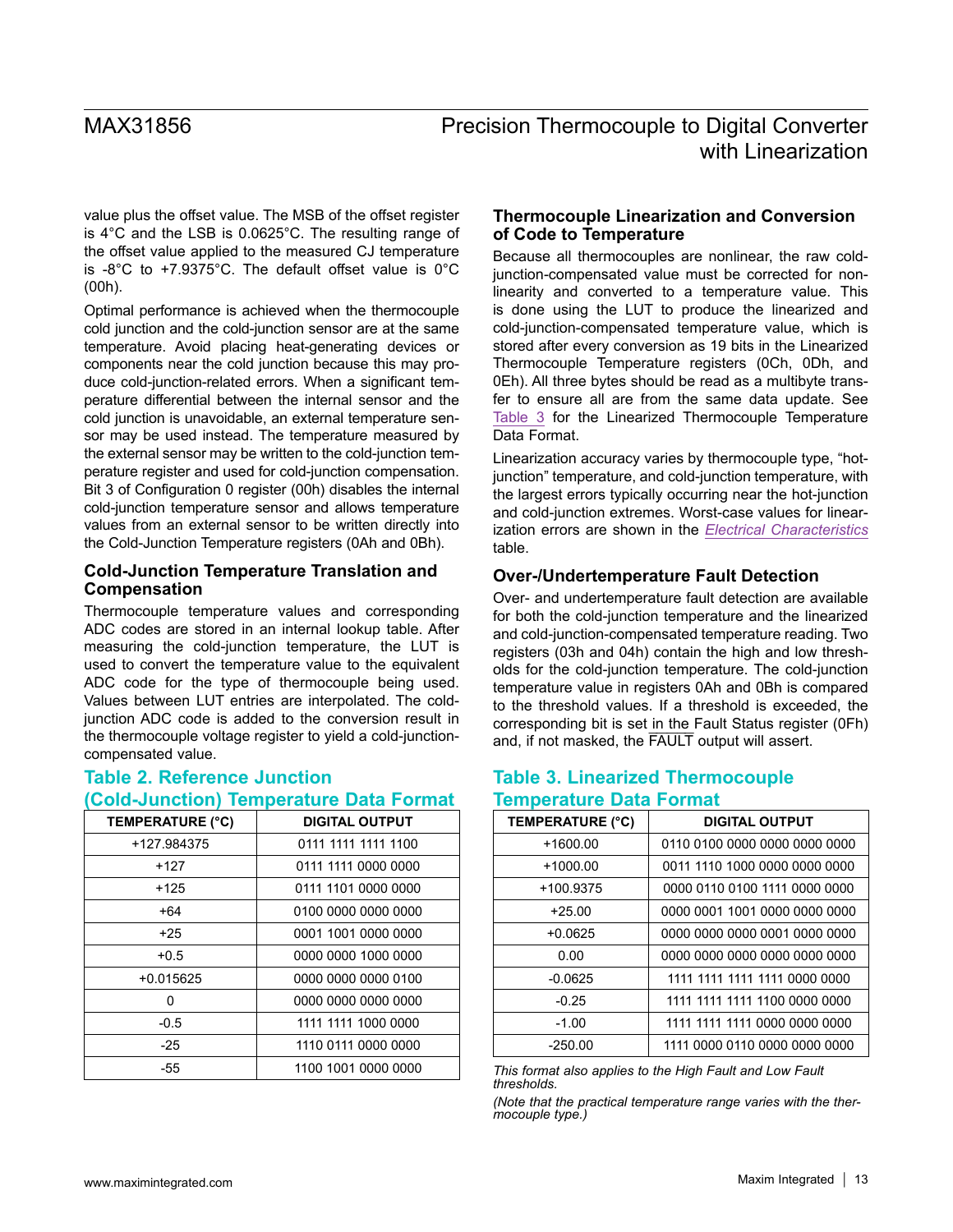value plus the offset value. The MSB of the offset register is 4°C and the LSB is 0.0625°C. The resulting range of the offset value applied to the measured CJ temperature is -8°C to +7.9375°C. The default offset value is 0°C (00h).

Optimal performance is achieved when the thermocouple cold junction and the cold-junction sensor are at the same temperature. Avoid placing heat-generating devices or components near the cold junction because this may produce cold-junction-related errors. When a significant temperature differential between the internal sensor and the cold junction is unavoidable, an external temperature sensor may be used instead. The temperature measured by the external sensor may be written to the cold-junction temperature register and used for cold-junction compensation. Bit 3 of Configuration 0 register (00h) disables the internal cold-junction temperature sensor and allows temperature values from an external sensor to be written directly into the Cold-Junction Temperature registers (0Ah and 0Bh).

### Cold-Junction Temperature Translation and Compensation

Thermocouple temperature values and corresponding ADC codes are stored in an internal lookup table. After measuring the cold-junction temperature, the LUT is used to convert the temperature value to the equivalent ADC code for the type of thermocouple being used. Values between LUT entries are interpolated. The cold-junction ADC code is added to the conversion result in the thermocouple voltage register to yield a cold-junction-compensated value.

## Table 2. Reference Junction (Cold-Junction) Temperature Data Format

| TEMPERATURE (°C) | DIGITAL OUTPUT |
|---|---|
| +127.984375 | 0111 1111 1111 1100 |
| +127 | 0111 1111 0000 0000 |
| +125 | 0111 1101 0000 0000 |
| +64 | 0100 0000 0000 0000 |
| +25 | 0001 1001 0000 0000 |
| +0.5 | 0000 0000 1000 0000 |
| +0.015625 | 0000 0000 0000 0100 |
| 0 | 0000 0000 0000 0000 |
| -0.5 | 1111 1111 1000 0000 |
| -25 | 1110 0111 0000 0000 |
| -55 | 1100 1001 0000 0000 |

### Thermocouple Linearization and Conversion of Code to Temperature

Because all thermocouples are nonlinear, the raw cold-junction-compensated value must be corrected for non-linearity and converted to a temperature value. This is done using the LUT to produce the linearized and cold-junction-compensated temperature value, which is stored after every conversion as 19 bits in the Linearized Thermocouple Temperature registers (0Ch, 0Dh, and 0Eh). All three bytes should be read as a multibyte transfer to ensure all are from the same data update. See Table 3 for the Linearized Thermocouple Temperature Data Format.

Linearization accuracy varies by thermocouple type, "hot-junction" temperature, and cold-junction temperature, with the largest errors typically occurring near the hot-junction and cold-junction extremes. Worst-case values for linearization errors are shown in the *Electrical Characteristics* table.

### Over-/Undertemperature Fault Detection

Over- and undertemperature fault detection are available for both the cold-junction temperature and the linearized and cold-junction-compensated temperature reading. Two registers (03h and 04h) contain the high and low thresholds for the cold-junction temperature. The cold-junction temperature value in registers 0Ah and 0Bh is compared to the threshold values. If a threshold is exceeded, the corresponding bit is set in the Fault Status register (0Fh) and, if not masked, the $\overline{\text{FAULT}}$ output will assert.

## Table 3. Linearized Thermocouple Temperature Data Format

| TEMPERATURE (°C) | DIGITAL OUTPUT |
|---|---|
| +1600.00 | 0110 0100 0000 0000 0000 0000 |
| +1000.00 | 0011 1110 1000 0000 0000 0000 |
| +100.9375 | 0000 0110 0100 1111 0000 0000 |
| +25.00 | 0000 0001 1001 0000 0000 0000 |
| +0.0625 | 0000 0000 0000 0001 0000 0000 |
| 0.00 | 0000 0000 0000 0000 0000 0000 |
| -0.0625 | 1111 1111 1111 1111 0000 0000 |
| -0.25 | 1111 1111 1111 1100 0000 0000 |
| -1.00 | 1111 1111 1111 0000 0000 0000 |
| -250.00 | 1111 0000 0110 0000 0000 0000 |

*This format also applies to the High Fault and Low Fault thresholds.*

*(Note that the practical temperature range varies with the thermocouple type.)*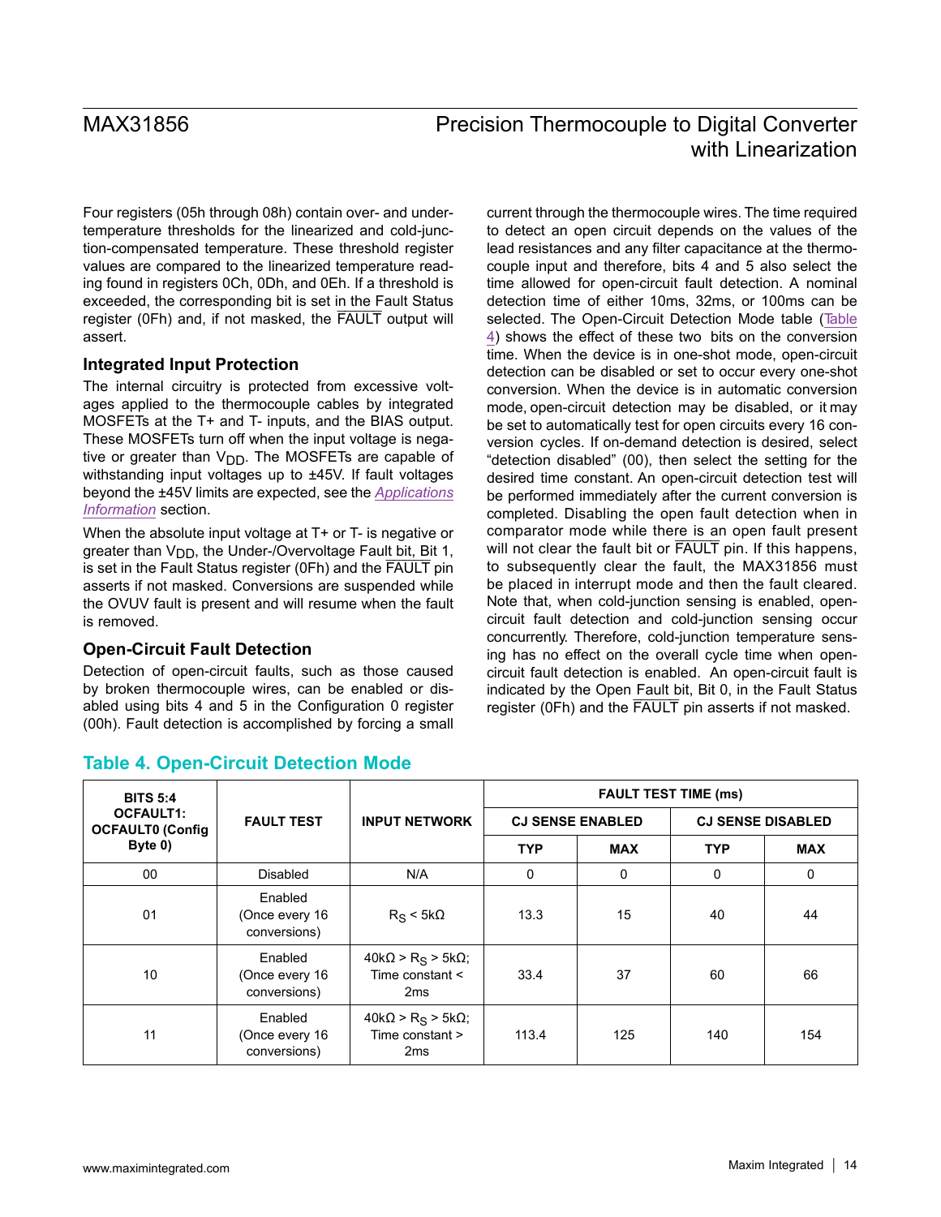Four registers (05h through 08h) contain over- and under-temperature thresholds for the linearized and cold-junction-compensated temperature. These threshold register values are compared to the linearized temperature reading found in registers 0Ch, 0Dh, and 0Eh. If a threshold is exceeded, the corresponding bit is set in the Fault Status register (0Fh) and, if not masked, the $\overline{FAULT}$ output will assert.

### Integrated Input Protection

The internal circuitry is protected from excessive voltages applied to the thermocouple cables by integrated MOSFETs at the T+ and T- inputs, and the BIAS output. These MOSFETs turn off when the input voltage is negative or greater than $V_{DD}$. The MOSFETs are capable of withstanding input voltages up to ±45V. If fault voltages beyond the ±45V limits are expected, see the *Applications Information* section.

When the absolute input voltage at T+ or T- is negative or greater than $V_{DD}$, the Under-/Overvoltage Fault bit, Bit 1, is set in the Fault Status register (0Fh) and the $\overline{FAULT}$ pin asserts if not masked. Conversions are suspended while the OVUV fault is present and will resume when the fault is removed.

### Open-Circuit Fault Detection

Detection of open-circuit faults, such as those caused by broken thermocouple wires, can be enabled or disabled using bits 4 and 5 in the Configuration 0 register (00h). Fault detection is accomplished by forcing a small current through the thermocouple wires. The time required to detect an open circuit depends on the values of the lead resistances and any filter capacitance at the thermocouple input and therefore, bits 4 and 5 also select the time allowed for open-circuit fault detection. A nominal detection time of either 10ms, 32ms, or 100ms can be selected. The Open-Circuit Detection Mode table (Table 4) shows the effect of these two bits on the conversion time. When the device is in one-shot mode, open-circuit detection can be disabled or set to occur every one-shot conversion. When the device is in automatic conversion mode, open-circuit detection may be disabled, or it may be set to automatically test for open circuits every 16 conversion cycles. If on-demand detection is desired, select "detection disabled" (00), then select the setting for the desired time constant. An open-circuit detection test will be performed immediately after the current conversion is completed. Disabling the open fault detection when in comparator mode while there is an open fault present will not clear the fault bit or $\overline{FAULT}$ pin. If this happens, to subsequently clear the fault, the MAX31856 must be placed in interrupt mode and then the fault cleared. Note that, when cold-junction sensing is enabled, open-circuit fault detection and cold-junction sensing occur concurrently. Therefore, cold-junction temperature sensing has no effect on the overall cycle time when open-circuit fault detection is enabled. An open-circuit fault is indicated by the Open Fault bit, Bit 0, in the Fault Status register (0Fh) and the $\overline{FAULT}$ pin asserts if not masked.

### Table 4. Open-Circuit Detection Mode

| BITS 5:4 OCFAULT1: OCFAULT0 (Config Byte 0) | FAULT TEST | INPUT NETWORK | FAULT TEST TIME (ms) | | | |
|---|---|---|---|---|---|---|
| | | | CJ SENSE ENABLED | | CJ SENSE DISABLED | |
| | | | TYP | MAX | TYP | MAX |
| 00 | Disabled | N/A | 0 | 0 | 0 | 0 |
| 01 | Enabled (Once every 16 conversions) | $R_S$ < 5kΩ | 13.3 | 15 | 40 | 44 |
| 10 | Enabled (Once every 16 conversions) | 40kΩ > $R_S$ > 5kΩ; Time constant < 2ms | 33.4 | 37 | 60 | 66 |
| 11 | Enabled (Once every 16 conversions) | 40kΩ > $R_S$ > 5kΩ; Time constant > 2ms | 113.4 | 125 | 140 | 154 |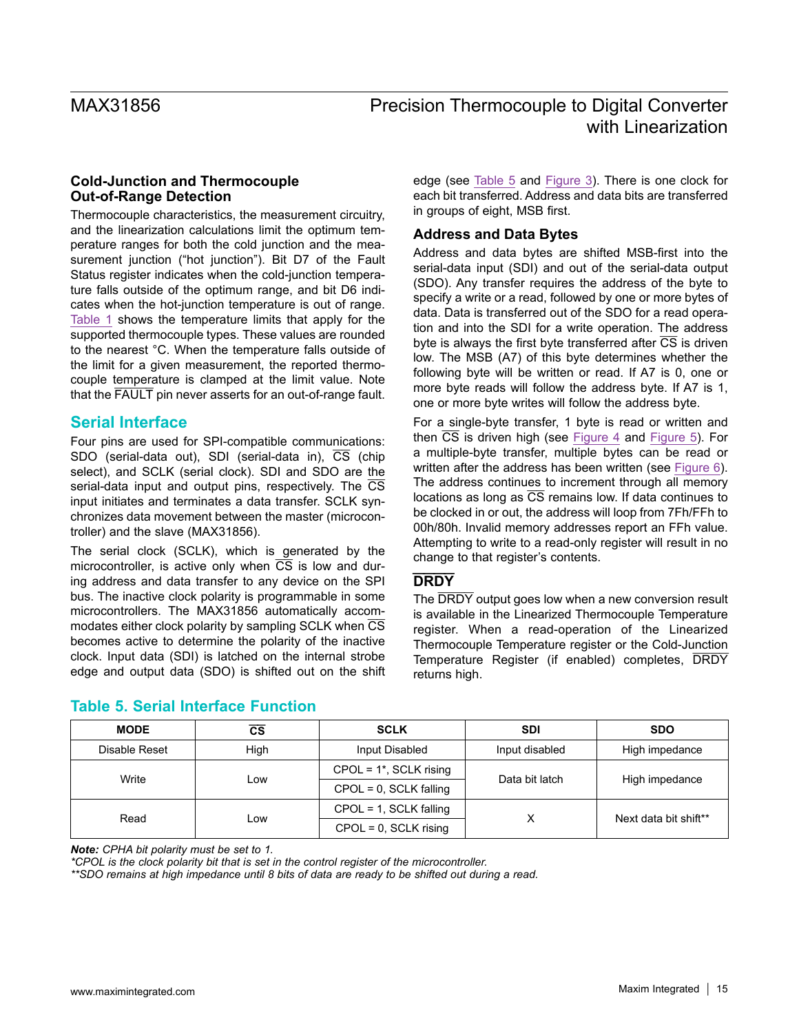### Cold-Junction and Thermocouple Out-of-Range Detection

Thermocouple characteristics, the measurement circuitry, and the linearization calculations limit the optimum temperature ranges for both the cold junction and the measurement junction (“hot junction”). Bit D7 of the Fault Status register indicates when the cold-junction temperature falls outside of the optimum range, and bit D6 indicates when the hot-junction temperature is out of range. Table 1 shows the temperature limits that apply for the supported thermocouple types. These values are rounded to the nearest °C. When the temperature falls outside of the limit for a given measurement, the reported thermocouple temperature is clamped at the limit value. Note that the $\overline{\text{FAULT}}$ pin never asserts for an out-of-range fault.

## Serial Interface

Four pins are used for SPI-compatible communications: SDO (serial-data out), SDI (serial-data in), $\overline{\text{CS}}$ (chip select), and SCLK (serial clock). SDI and SDO are the serial-data input and output pins, respectively. The $\overline{\text{CS}}$ input initiates and terminates a data transfer. SCLK synchronizes data movement between the master (microcontroller) and the slave (MAX31856).

The serial clock (SCLK), which is generated by the microcontroller, is active only when $\overline{\text{CS}}$ is low and during address and data transfer to any device on the SPI bus. The inactive clock polarity is programmable in some microcontrollers. The MAX31856 automatically accommodates either clock polarity by sampling SCLK when $\overline{\text{CS}}$ becomes active to determine the polarity of the inactive clock. Input data (SDI) is latched on the internal strobe edge and output data (SDO) is shifted out on the shift edge (see Table 5 and Figure 3). There is one clock for each bit transferred. Address and data bits are transferred in groups of eight, MSB first.

### Address and Data Bytes

Address and data bytes are shifted MSB-first into the serial-data input (SDI) and out of the serial-data output (SDO). Any transfer requires the address of the byte to specify a write or a read, followed by one or more bytes of data. Data is transferred out of the SDO for a read operation and into the SDI for a write operation. The address byte is always the first byte transferred after $\overline{\text{CS}}$ is driven low. The MSB (A7) of this byte determines whether the following byte will be written or read. If A7 is 0, one or more byte reads will follow the address byte. If A7 is 1, one or more byte writes will follow the address byte.

For a single-byte transfer, 1 byte is read or written and then $\overline{\text{CS}}$ is driven high (see Figure 4 and Figure 5). For a multiple-byte transfer, multiple bytes can be read or written after the address has been written (see Figure 6). The address continues to increment through all memory locations as long as $\overline{\text{CS}}$ remains low. If data continues to be clocked in or out, the address will loop from 7Fh/FFh to 00h/80h. Invalid memory addresses report an FFh value. Attempting to write to a read-only register will result in no change to that register’s contents.

### $\overline{\text{DRDY}}$

The $\overline{\text{DRDY}}$ output goes low when a new conversion result is available in the Linearized Thermocouple Temperature register. When a read-operation of the Linearized Thermocouple Temperature register or the Cold-Junction Temperature Register (if enabled) completes, $\overline{\text{DRDY}}$ returns high.

## Table 5. Serial Interface Function

| MODE | $\overline{\text{CS}}$ | SCLK | SDI | SDO |
|---|---|---|---|---|
| Disable Reset | High | Input Disabled | Input disabled | High impedance |
| Write | Low | CPOL = 1*, SCLK rising | Data bit latch | High impedance |
| | | CPOL = 0, SCLK falling | | |
| Read | Low | CPOL = 1, SCLK falling | X | Next data bit shift** |
| | | CPOL = 0, SCLK rising | | |

***Note:*** *CPHA bit polarity must be set to 1.*

**CPOL is the clock polarity bit that is set in the control register of the microcontroller.*

***SDO remains at high impedance until 8 bits of data are ready to be shifted out during a read.*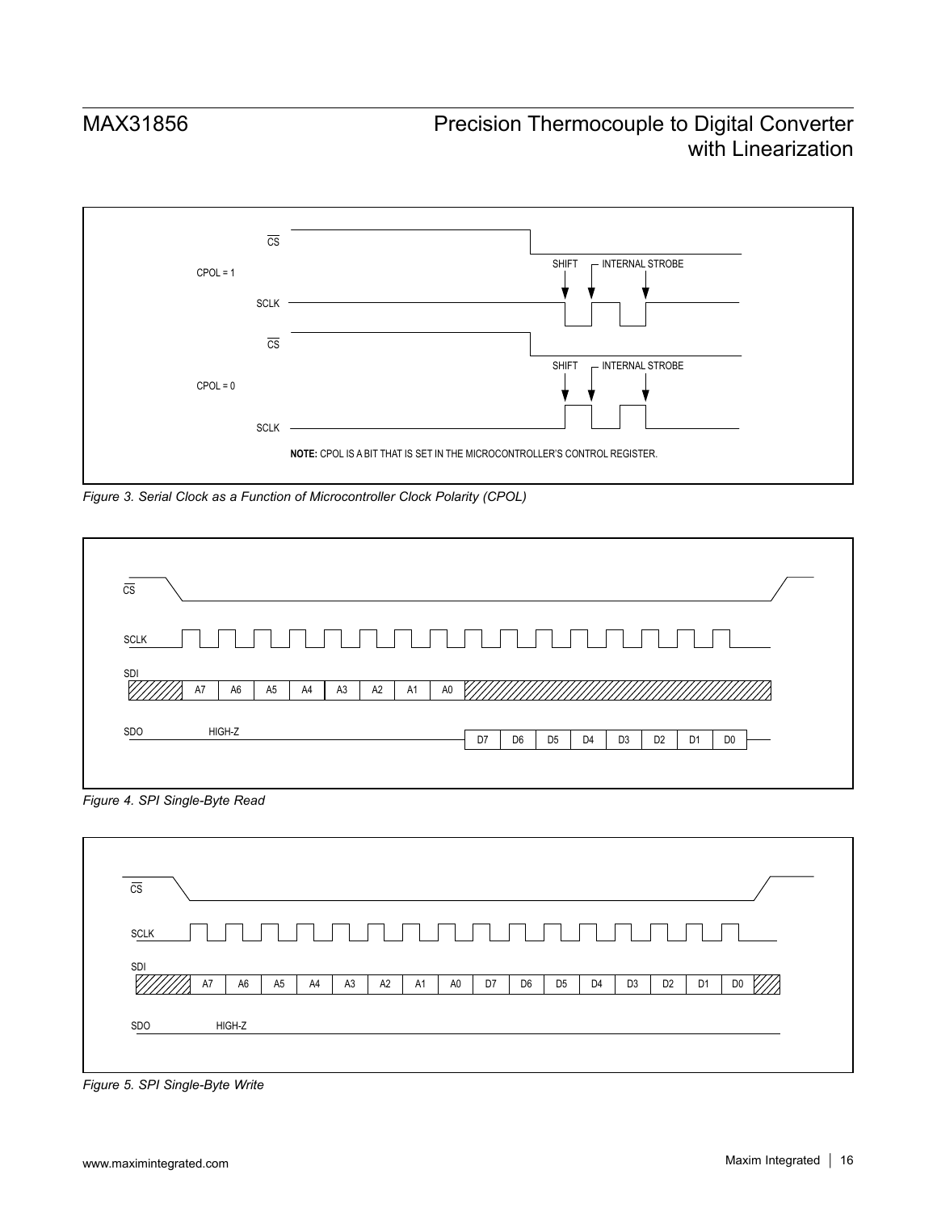CPOL = 1

CS

SCLK

SHIFT — INTERNAL STROBE

CPOL = 0

CS

SCLK

SHIFT — INTERNAL STROBE

**NOTE:** CPOL IS A BIT THAT IS SET IN THE MICROCONTROLLER'S CONTROL REGISTER.

*Figure 3. Serial Clock as a Function of Microcontroller Clock Polarity (CPOL)*

CS

SCLK

SDI A7 A6 A5 A4 A3 A2 A1 A0

SDO HIGH-Z D7 D6 D5 D4 D3 D2 D1 D0

*Figure 4. SPI Single-Byte Read*

CS

SCLK

SDI A7 A6 A5 A4 A3 A2 A1 A0 D7 D6 D5 D4 D3 D2 D1 D0

SDO HIGH-Z

*Figure 5. SPI Single-Byte Write*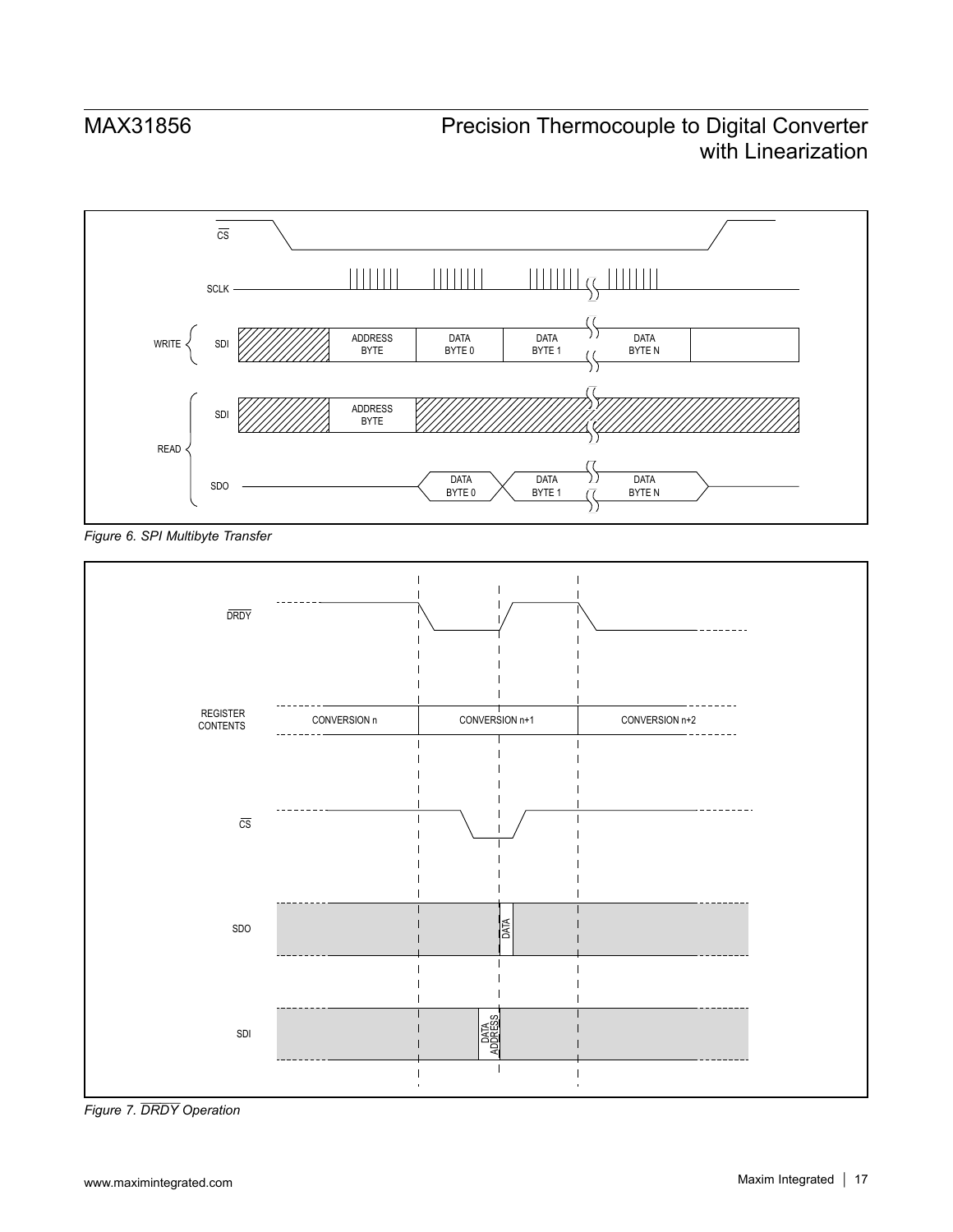Figure 6. SPI Multibyte Transfer

Figure 7. $\overline{DRDY}$ Operation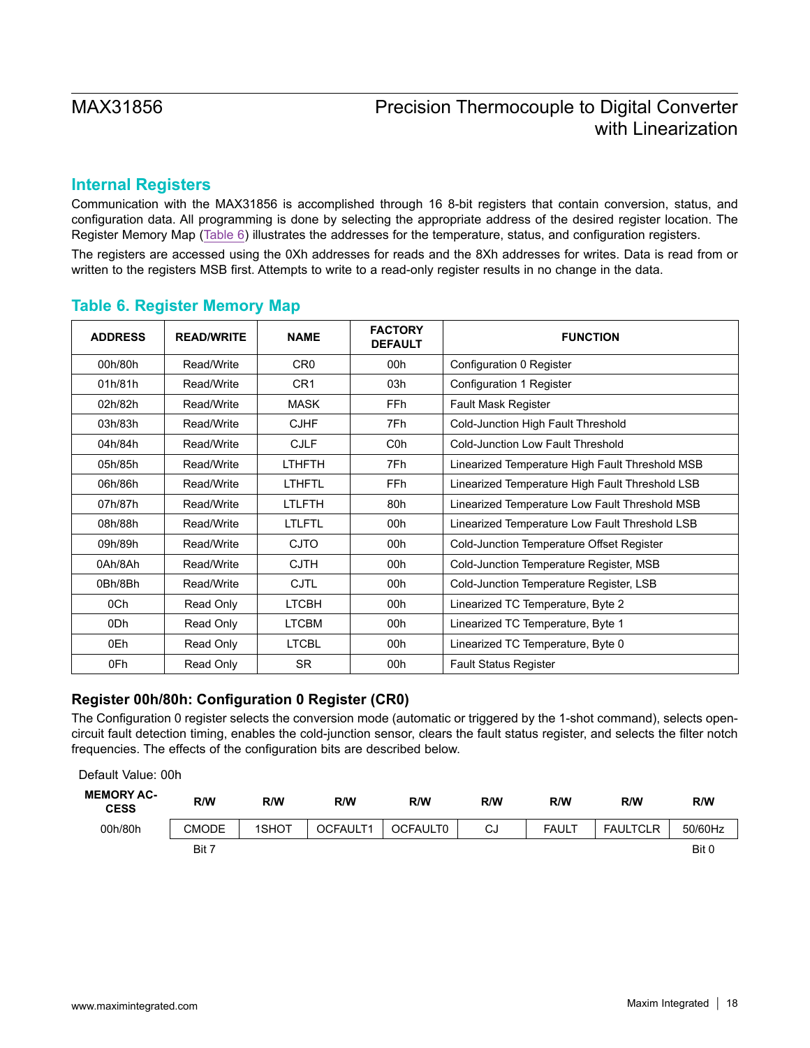## Internal Registers

Communication with the MAX31856 is accomplished through 16 8-bit registers that contain conversion, status, and configuration data. All programming is done by selecting the appropriate address of the desired register location. The Register Memory Map (Table 6) illustrates the addresses for the temperature, status, and configuration registers.

The registers are accessed using the 0Xh addresses for reads and the 8Xh addresses for writes. Data is read from or written to the registers MSB first. Attempts to write to a read-only register results in no change in the data.

### Table 6. Register Memory Map

| ADDRESS | READ/WRITE | NAME | FACTORY DEFAULT | FUNCTION |
|---|---|---|---|---|
| 00h/80h | Read/Write | CR0 | 00h | Configuration 0 Register |
| 01h/81h | Read/Write | CR1 | 03h | Configuration 1 Register |
| 02h/82h | Read/Write | MASK | FFh | Fault Mask Register |
| 03h/83h | Read/Write | CJHF | 7Fh | Cold-Junction High Fault Threshold |
| 04h/84h | Read/Write | CJLF | C0h | Cold-Junction Low Fault Threshold |
| 05h/85h | Read/Write | LTHFTH | 7Fh | Linearized Temperature High Fault Threshold MSB |
| 06h/86h | Read/Write | LTHFTL | FFh | Linearized Temperature High Fault Threshold LSB |
| 07h/87h | Read/Write | LTLFTH | 80h | Linearized Temperature Low Fault Threshold MSB |
| 08h/88h | Read/Write | LTLFTL | 00h | Linearized Temperature Low Fault Threshold LSB |
| 09h/89h | Read/Write | CJTO | 00h | Cold-Junction Temperature Offset Register |
| 0Ah/8Ah | Read/Write | CJTH | 00h | Cold-Junction Temperature Register, MSB |
| 0Bh/8Bh | Read/Write | CJTL | 00h | Cold-Junction Temperature Register, LSB |
| 0Ch | Read Only | LTCBH | 00h | Linearized TC Temperature, Byte 2 |
| 0Dh | Read Only | LTCBM | 00h | Linearized TC Temperature, Byte 1 |
| 0Eh | Read Only | LTCBL | 00h | Linearized TC Temperature, Byte 0 |
| 0Fh | Read Only | SR | 00h | Fault Status Register |

### Register 00h/80h: Configuration 0 Register (CR0)

The Configuration 0 register selects the conversion mode (automatic or triggered by the 1-shot command), selects open-circuit fault detection timing, enables the cold-junction sensor, clears the fault status register, and selects the filter notch frequencies. The effects of the configuration bits are described below.

Default Value: 00h

| MEMORY ACCESS | R/W | R/W | R/W | R/W | R/W | R/W | R/W | R/W |
|---|---|---|---|---|---|---|---|---|
| 00h/80h | CMODE | 1SHOT | OCFAULT1 | OCFAULT0 | CJ | FAULT | FAULTCLR | 50/60Hz |
| | Bit 7 | | | | | | | Bit 0 |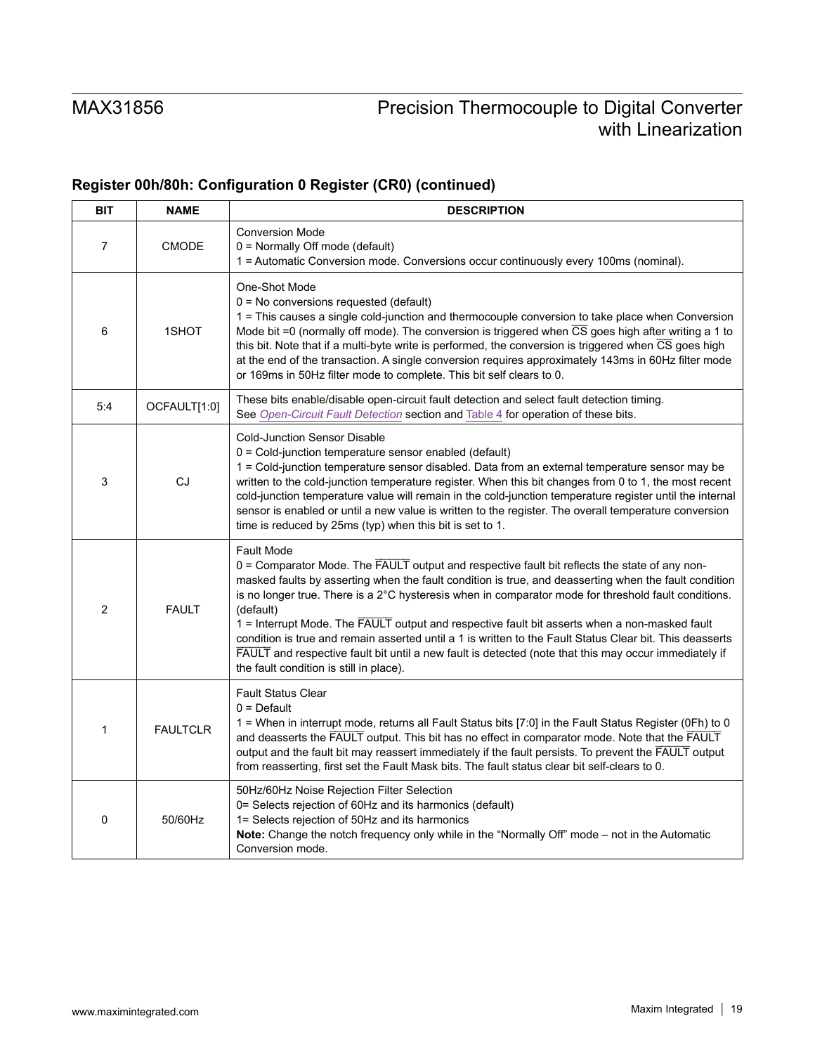### Register 00h/80h: Configuration 0 Register (CR0) (continued)

| BIT | NAME | DESCRIPTION |
|---|---|---|
| 7 | CMODE | Conversion Mode<br>0 = Normally Off mode (default)<br>1 = Automatic Conversion mode. Conversions occur continuously every 100ms (nominal). |
| 6 | 1SHOT | One-Shot Mode<br>0 = No conversions requested (default)<br>1 = This causes a single cold-junction and thermocouple conversion to take place when Conversion Mode bit =0 (normally off mode). The conversion is triggered when $\overline{CS}$ goes high after writing a 1 to this bit. Note that if a multi-byte write is performed, the conversion is triggered when $\overline{CS}$ goes high at the end of the transaction. A single conversion requires approximately 143ms in 60Hz filter mode or 169ms in 50Hz filter mode to complete. This bit self clears to 0. |
| 5:4 | OCFAULT[1:0] | These bits enable/disable open-circuit fault detection and select fault detection timing. See *Open-Circuit Fault Detection* section and Table 4 for operation of these bits. |
| 3 | CJ | Cold-Junction Sensor Disable<br>0 = Cold-junction temperature sensor enabled (default)<br>1 = Cold-junction temperature sensor disabled. Data from an external temperature sensor may be written to the cold-junction temperature register. When this bit changes from 0 to 1, the most recent cold-junction temperature value will remain in the cold-junction temperature register until the internal sensor is enabled or until a new value is written to the register. The overall temperature conversion time is reduced by 25ms (typ) when this bit is set to 1. |
| 2 | FAULT | Fault Mode<br>0 = Comparator Mode. The $\overline{FAULT}$ output and respective fault bit reflects the state of any non-masked faults by asserting when the fault condition is true, and deasserting when the fault condition is no longer true. There is a 2°C hysteresis when in comparator mode for threshold fault conditions. (default)<br>1 = Interrupt Mode. The $\overline{FAULT}$ output and respective fault bit asserts when a non-masked fault condition is true and remain asserted until a 1 is written to the Fault Status Clear bit. This deasserts $\overline{FAULT}$ and respective fault bit until a new fault is detected (note that this may occur immediately if the fault condition is still in place). |
| 1 | FAULTCLR | Fault Status Clear<br>0 = Default<br>1 = When in interrupt mode, returns all Fault Status bits [7:0] in the Fault Status Register (0Fh) to 0 and deasserts the $\overline{FAULT}$ output. This bit has no effect in comparator mode. Note that the $\overline{FAULT}$ output and the fault bit may reassert immediately if the fault persists. To prevent the $\overline{FAULT}$ output from reasserting, first set the Fault Mask bits. The fault status clear bit self-clears to 0. |
| 0 | 50/60Hz | 50Hz/60Hz Noise Rejection Filter Selection<br>0= Selects rejection of 60Hz and its harmonics (default)<br>1= Selects rejection of 50Hz and its harmonics<br>**Note:** Change the notch frequency only while in the "Normally Off" mode – not in the Automatic Conversion mode. |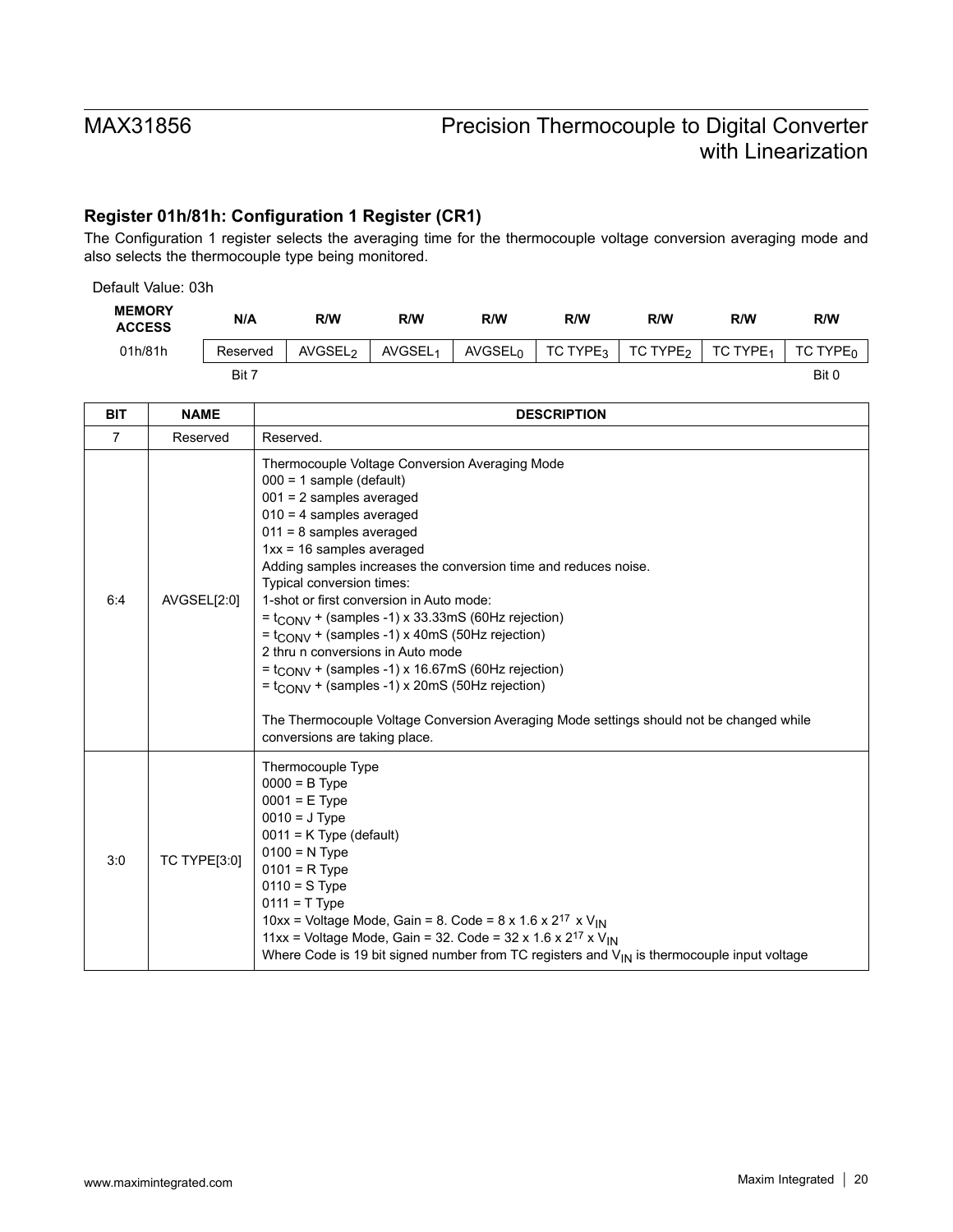### Register 01h/81h: Configuration 1 Register (CR1)

The Configuration 1 register selects the averaging time for the thermocouple voltage conversion averaging mode and also selects the thermocouple type being monitored.

Default Value: 03h

| MEMORY ACCESS | N/A | R/W | R/W | R/W | R/W | R/W | R/W | R/W |
|---|---|---|---|---|---|---|---|---|
| 01h/81h | Reserved | $AVGSEL_2$ | $AVGSEL_1$ | $AVGSEL_0$ | TC $TYPE_3$ | TC $TYPE_2$ | TC $TYPE_1$ | TC $TYPE_0$ |
| | Bit 7 | | | | | | | Bit 0 |

| BIT | NAME | DESCRIPTION |
|---|---|---|
| 7 | Reserved | Reserved. |
| 6:4 | AVGSEL[2:0] | Thermocouple Voltage Conversion Averaging Mode<br>000 = 1 sample (default)<br>001 = 2 samples averaged<br>010 = 4 samples averaged<br>011 = 8 samples averaged<br>1xx = 16 samples averaged<br>Adding samples increases the conversion time and reduces noise.<br>Typical conversion times:<br>1-shot or first conversion in Auto mode:<br>= $t_{CONV}$ + (samples -1) x 33.33mS (60Hz rejection)<br>= $t_{CONV}$ + (samples -1) x 40mS (50Hz rejection)<br>2 thru n conversions in Auto mode<br>= $t_{CONV}$ + (samples -1) x 16.67mS (60Hz rejection)<br>= $t_{CONV}$ + (samples -1) x 20mS (50Hz rejection)<br><br>The Thermocouple Voltage Conversion Averaging Mode settings should not be changed while conversions are taking place. |
| 3:0 | TC TYPE[3:0] | Thermocouple Type<br>0000 = B Type<br>0001 = E Type<br>0010 = J Type<br>0011 = K Type (default)<br>0100 = N Type<br>0101 = R Type<br>0110 = S Type<br>0111 = T Type<br>10xx = Voltage Mode, Gain = 8. Code = $8 \times 1.6 \times 2^{17} \times V_{IN}$<br>11xx = Voltage Mode, Gain = 32. Code = $32 \times 1.6 \times 2^{17} \times V_{IN}$<br>Where Code is 19 bit signed number from TC registers and $V_{IN}$ is thermocouple input voltage |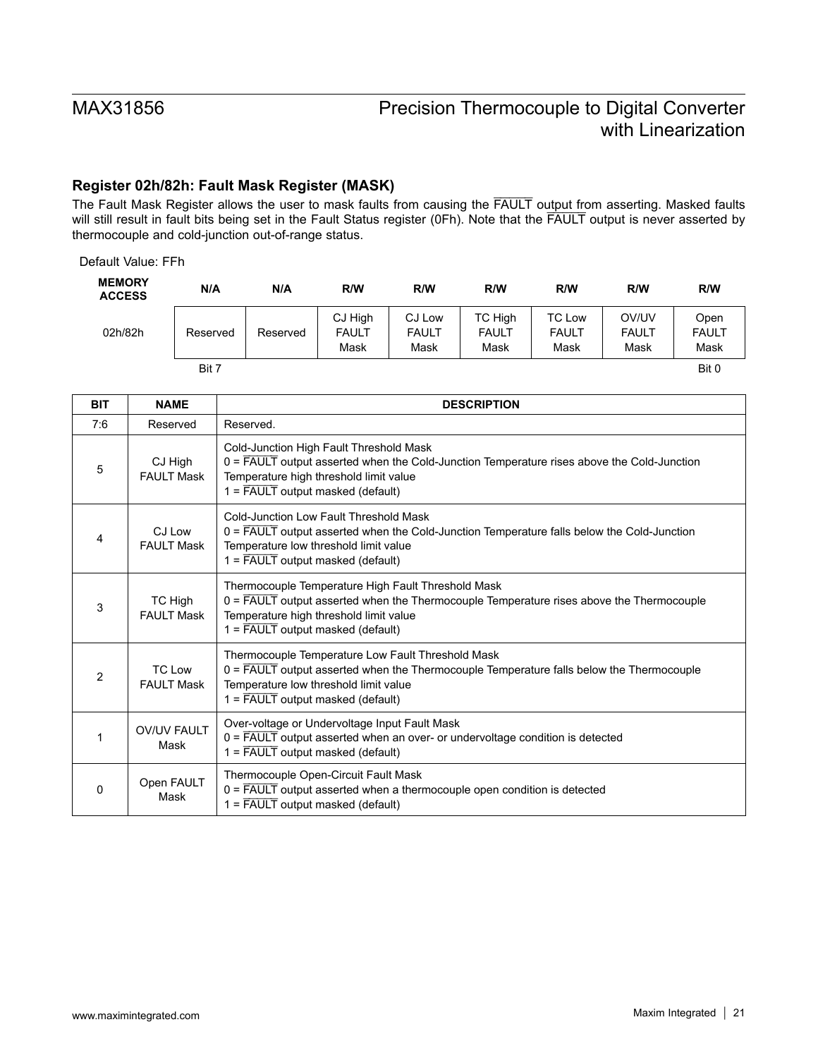### Register 02h/82h: Fault Mask Register (MASK)

The Fault Mask Register allows the user to mask faults from causing the $\overline{\text{FAULT}}$ output from asserting. Masked faults will still result in fault bits being set in the Fault Status register (0Fh). Note that the $\overline{\text{FAULT}}$ output is never asserted by thermocouple and cold-junction out-of-range status.

Default Value: FFh

| MEMORY ACCESS | N/A | N/A | R/W | R/W | R/W | R/W | R/W | R/W |
|---|---|---|---|---|---|---|---|---|
| 02h/82h | Reserved | Reserved | CJ High FAULT Mask | CJ Low FAULT Mask | TC High FAULT Mask | TC Low FAULT Mask | OV/UV FAULT Mask | Open FAULT Mask |
| | Bit 7 | | | | | | | Bit 0 |

| BIT | NAME | DESCRIPTION |
|---|---|---|
| 7:6 | Reserved | Reserved. |
| 5 | CJ High FAULT Mask | Cold-Junction High Fault Threshold Mask<br>0 = $\overline{\text{FAULT}}$ output asserted when the Cold-Junction Temperature rises above the Cold-Junction Temperature high threshold limit value<br>1 = $\overline{\text{FAULT}}$ output masked (default) |
| 4 | CJ Low FAULT Mask | Cold-Junction Low Fault Threshold Mask<br>0 = $\overline{\text{FAULT}}$ output asserted when the Cold-Junction Temperature falls below the Cold-Junction Temperature low threshold limit value<br>1 = $\overline{\text{FAULT}}$ output masked (default) |
| 3 | TC High FAULT Mask | Thermocouple Temperature High Fault Threshold Mask<br>0 = $\overline{\text{FAULT}}$ output asserted when the Thermocouple Temperature rises above the Thermocouple Temperature high threshold limit value<br>1 = $\overline{\text{FAULT}}$ output masked (default) |
| 2 | TC Low FAULT Mask | Thermocouple Temperature Low Fault Threshold Mask<br>0 = $\overline{\text{FAULT}}$ output asserted when the Thermocouple Temperature falls below the Thermocouple Temperature low threshold limit value<br>1 = $\overline{\text{FAULT}}$ output masked (default) |
| 1 | OV/UV FAULT Mask | Over-voltage or Undervoltage Input Fault Mask<br>0 = $\overline{\text{FAULT}}$ output asserted when an over- or undervoltage condition is detected<br>1 = $\overline{\text{FAULT}}$ output masked (default) |
| 0 | Open FAULT Mask | Thermocouple Open-Circuit Fault Mask<br>0 = $\overline{\text{FAULT}}$ output asserted when a thermocouple open condition is detected<br>1 = $\overline{\text{FAULT}}$ output masked (default) |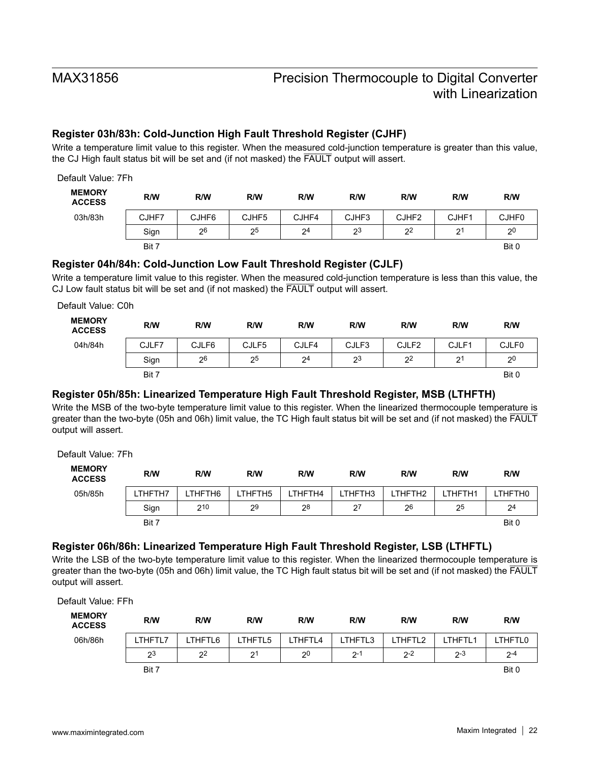### Register 03h/83h: Cold-Junction High Fault Threshold Register (CJHF)

Write a temperature limit value to this register. When the measured cold-junction temperature is greater than this value, the CJ High fault status bit will be set and (if not masked) the $\overline{\text{FAULT}}$ output will assert.

Default Value: 7Fh

| MEMORY ACCESS | R/W | R/W | R/W | R/W | R/W | R/W | R/W | R/W |
|---|---|---|---|---|---|---|---|---|
| 03h/83h | CJHF7 | CJHF6 | CJHF5 | CJHF4 | CJHF3 | CJHF2 | CJHF1 | CJHF0 |
| | Sign | $2^6$ | $2^5$ | $2^4$ | $2^3$ | $2^2$ | $2^1$ | $2^0$ |
| | Bit 7 | | | | | | | Bit 0 |

### Register 04h/84h: Cold-Junction Low Fault Threshold Register (CJLF)

Write a temperature limit value to this register. When the measured cold-junction temperature is less than this value, the CJ Low fault status bit will be set and (if not masked) the $\overline{\text{FAULT}}$ output will assert.

Default Value: C0h

| MEMORY ACCESS | R/W | R/W | R/W | R/W | R/W | R/W | R/W | R/W |
|---|---|---|---|---|---|---|---|---|
| 04h/84h | CJLF7 | CJLF6 | CJLF5 | CJLF4 | CJLF3 | CJLF2 | CJLF1 | CJLF0 |
| | Sign | $2^6$ | $2^5$ | $2^4$ | $2^3$ | $2^2$ | $2^1$ | $2^0$ |
| | Bit 7 | | | | | | | Bit 0 |

### Register 05h/85h: Linearized Temperature High Fault Threshold Register, MSB (LTHFTH)

Write the MSB of the two-byte temperature limit value to this register. When the linearized thermocouple temperature is greater than the two-byte (05h and 06h) limit value, the TC High fault status bit will be set and (if not masked) the $\overline{\text{FAULT}}$ output will assert.

Default Value: 7Fh

| MEMORY ACCESS | R/W | R/W | R/W | R/W | R/W | R/W | R/W | R/W |
|---|---|---|---|---|---|---|---|---|
| 05h/85h | LTHFTH7 | LTHFTH6 | LTHFTH5 | LTHFTH4 | LTHFTH3 | LTHFTH2 | LTHFTH1 | LTHFTH0 |
| | Sign | $2^{10}$ | $2^9$ | $2^8$ | $2^7$ | $2^6$ | $2^5$ | $2^4$ |
| | Bit 7 | | | | | | | Bit 0 |

### Register 06h/86h: Linearized Temperature High Fault Threshold Register, LSB (LTHFTL)

Write the LSB of the two-byte temperature limit value to this register. When the linearized thermocouple temperature is greater than the two-byte (05h and 06h) limit value, the TC High fault status bit will be set and (if not masked) the $\overline{\text{FAULT}}$ output will assert.

Default Value: FFh

| MEMORY ACCESS | R/W | R/W | R/W | R/W | R/W | R/W | R/W | R/W |
|---|---|---|---|---|---|---|---|---|
| 06h/86h | LTHFTL7 | LTHFTL6 | LTHFTL5 | LTHFTL4 | LTHFTL3 | LTHFTL2 | LTHFTL1 | LTHFTL0 |
| | $2^3$ | $2^2$ | $2^1$ | $2^0$ | $2^{-1}$ | $2^{-2}$ | $2^{-3}$ | $2^{-4}$ |
| | Bit 7 | | | | | | | Bit 0 |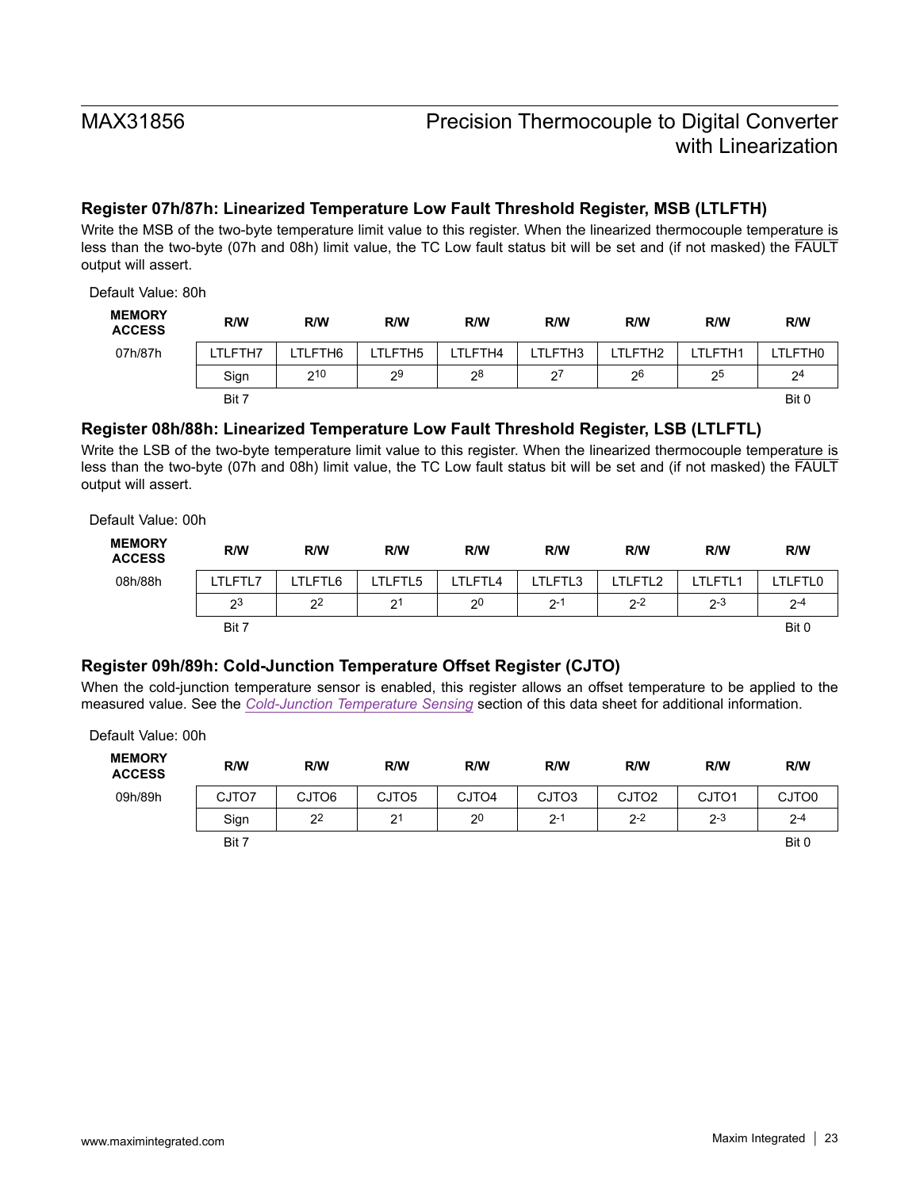## Register 07h/87h: Linearized Temperature Low Fault Threshold Register, MSB (LTLFTH)

Write the MSB of the two-byte temperature limit value to this register. When the linearized thermocouple temperature is less than the two-byte (07h and 08h) limit value, the TC Low fault status bit will be set and (if not masked) the $\overline{\text{FAULT}}$ output will assert.

Default Value: 80h

| MEMORY ACCESS | R/W | R/W | R/W | R/W | R/W | R/W | R/W | R/W |
|---|---|---|---|---|---|---|---|---|
| 07h/87h | LTLFTH7 | LTLFTH6 | LTLFTH5 | LTLFTH4 | LTLFTH3 | LTLFTH2 | LTLFTH1 | LTLFTH0 |
| | Sign | $2^{10}$ | $2^{9}$ | $2^{8}$ | $2^{7}$ | $2^{6}$ | $2^{5}$ | $2^{4}$ |
| | Bit 7 | | | | | | | Bit 0 |

## Register 08h/88h: Linearized Temperature Low Fault Threshold Register, LSB (LTLFTL)

Write the LSB of the two-byte temperature limit value to this register. When the linearized thermocouple temperature is less than the two-byte (07h and 08h) limit value, the TC Low fault status bit will be set and (if not masked) the $\overline{\text{FAULT}}$ output will assert.

Default Value: 00h

| MEMORY ACCESS | R/W | R/W | R/W | R/W | R/W | R/W | R/W | R/W |
|---|---|---|---|---|---|---|---|---|
| 08h/88h | LTLFTL7 | LTLFTL6 | LTLFTL5 | LTLFTL4 | LTLFTL3 | LTLFTL2 | LTLFTL1 | LTLFTL0 |
| | $2^{3}$ | $2^{2}$ | $2^{1}$ | $2^{0}$ | $2^{-1}$ | $2^{-2}$ | $2^{-3}$ | $2^{-4}$ |
| | Bit 7 | | | | | | | Bit 0 |

## Register 09h/89h: Cold-Junction Temperature Offset Register (CJTO)

When the cold-junction temperature sensor is enabled, this register allows an offset temperature to be applied to the measured value. See the *Cold-Junction Temperature Sensing* section of this data sheet for additional information.

Default Value: 00h

| MEMORY ACCESS | R/W | R/W | R/W | R/W | R/W | R/W | R/W | R/W |
|---|---|---|---|---|---|---|---|---|
| 09h/89h | CJTO7 | CJTO6 | CJTO5 | CJTO4 | CJTO3 | CJTO2 | CJTO1 | CJTO0 |
| | Sign | $2^{2}$ | $2^{1}$ | $2^{0}$ | $2^{-1}$ | $2^{-2}$ | $2^{-3}$ | $2^{-4}$ |
| | Bit 7 | | | | | | | Bit 0 |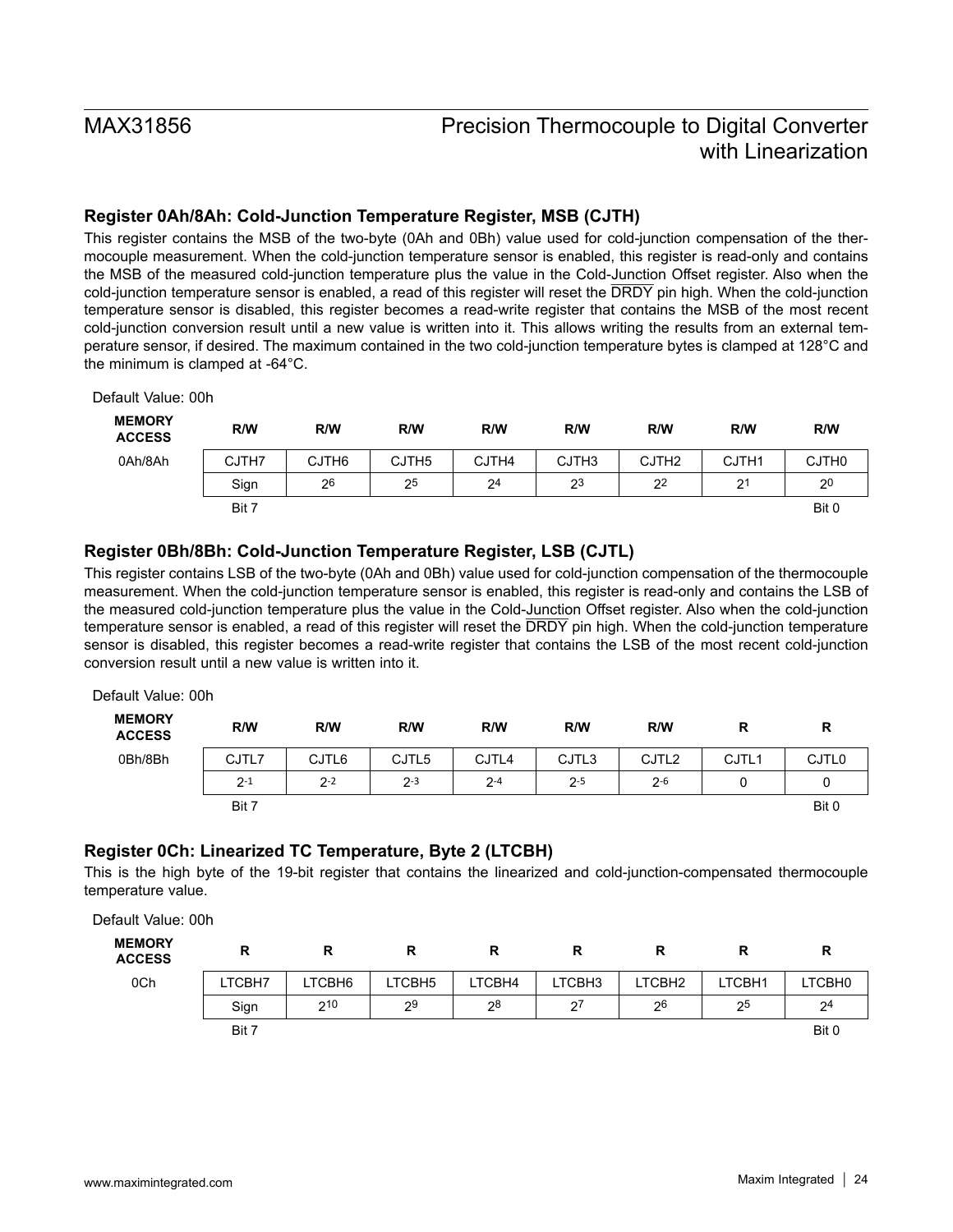### Register 0Ah/8Ah: Cold-Junction Temperature Register, MSB (CJTH)

This register contains the MSB of the two-byte (0Ah and 0Bh) value used for cold-junction compensation of the thermocouple measurement. When the cold-junction temperature sensor is enabled, this register is read-only and contains the MSB of the measured cold-junction temperature plus the value in the Cold-Junction Offset register. Also when the cold-junction temperature sensor is enabled, a read of this register will reset the $\overline{DRDY}$ pin high. When the cold-junction temperature sensor is disabled, this register becomes a read-write register that contains the MSB of the most recent cold-junction conversion result until a new value is written into it. This allows writing the results from an external temperature sensor, if desired. The maximum contained in the two cold-junction temperature bytes is clamped at 128°C and the minimum is clamped at -64°C.

Default Value: 00h

| MEMORY ACCESS | R/W | R/W | R/W | R/W | R/W | R/W | R/W | R/W |
|---|---|---|---|---|---|---|---|---|
| 0Ah/8Ah | CJTH7 | CJTH6 | CJTH5 | CJTH4 | CJTH3 | CJTH2 | CJTH1 | CJTH0 |
| | Sign | $2^6$ | $2^5$ | $2^4$ | $2^3$ | $2^2$ | $2^1$ | $2^0$ |
| | Bit 7 | | | | | | | Bit 0 |

### Register 0Bh/8Bh: Cold-Junction Temperature Register, LSB (CJTL)

This register contains LSB of the two-byte (0Ah and 0Bh) value used for cold-junction compensation of the thermocouple measurement. When the cold-junction temperature sensor is enabled, this register is read-only and contains the LSB of the measured cold-junction temperature plus the value in the Cold-Junction Offset register. Also when the cold-junction temperature sensor is enabled, a read of this register will reset the $\overline{DRDY}$ pin high. When the cold-junction temperature sensor is disabled, this register becomes a read-write register that contains the LSB of the most recent cold-junction conversion result until a new value is written into it.

Default Value: 00h

| MEMORY ACCESS | R/W | R/W | R/W | R/W | R/W | R/W | R | R |
|---|---|---|---|---|---|---|---|---|
| 0Bh/8Bh | CJTL7 | CJTL6 | CJTL5 | CJTL4 | CJTL3 | CJTL2 | CJTL1 | CJTL0 |
| | $2^{-1}$ | $2^{-2}$ | $2^{-3}$ | $2^{-4}$ | $2^{-5}$ | $2^{-6}$ | 0 | 0 |
| | Bit 7 | | | | | | | Bit 0 |

### Register 0Ch: Linearized TC Temperature, Byte 2 (LTCBH)

This is the high byte of the 19-bit register that contains the linearized and cold-junction-compensated thermocouple temperature value.

Default Value: 00h

| MEMORY ACCESS | R | R | R | R | R | R | R | R |
|---|---|---|---|---|---|---|---|---|
| 0Ch | LTCBH7 | LTCBH6 | LTCBH5 | LTCBH4 | LTCBH3 | LTCBH2 | LTCBH1 | LTCBH0 |
| | Sign | $2^{10}$ | $2^9$ | $2^8$ | $2^7$ | $2^6$ | $2^5$ | $2^4$ |
| | Bit 7 | | | | | | | Bit 0 |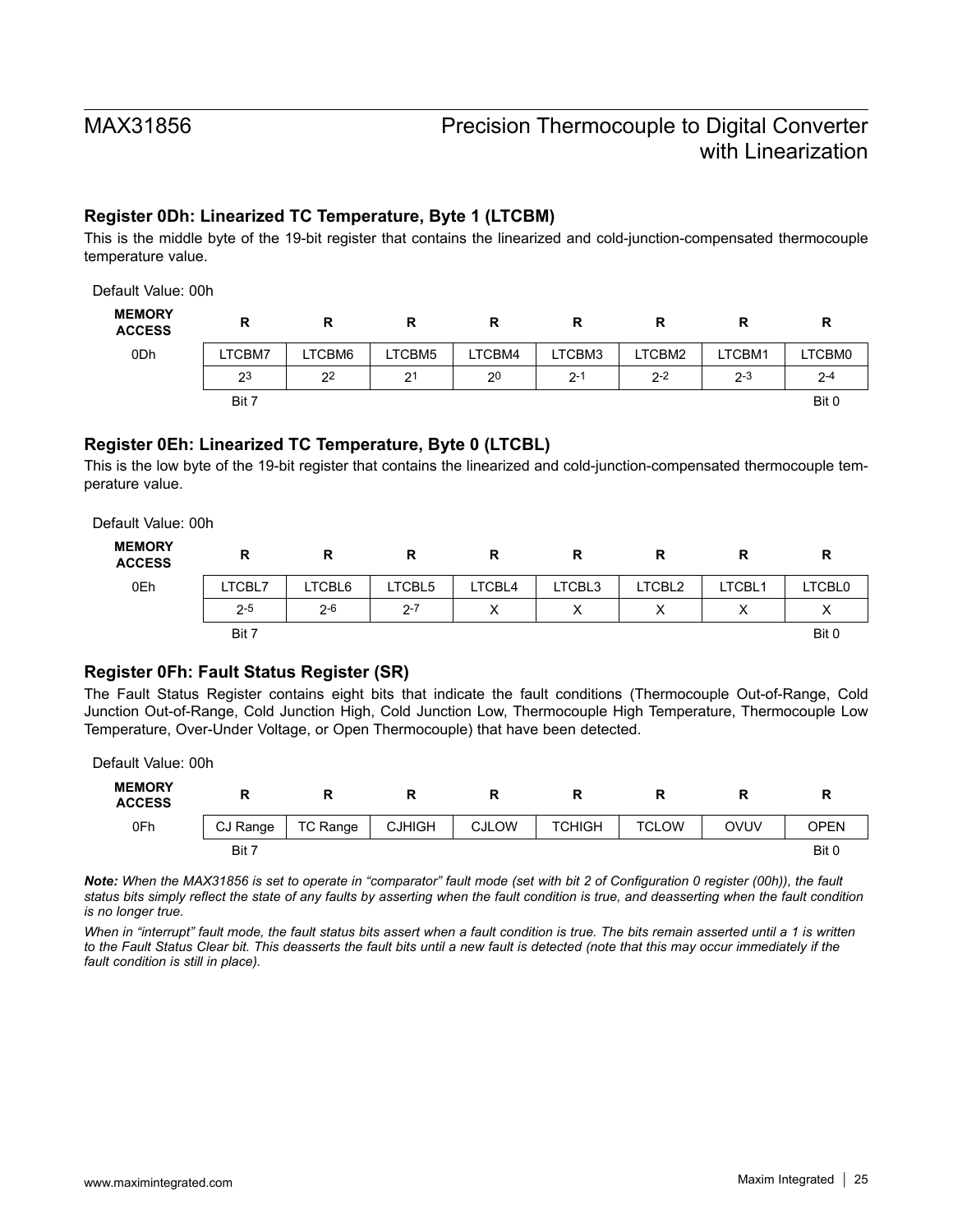### Register 0Dh: Linearized TC Temperature, Byte 1 (LTCBM)

This is the middle byte of the 19-bit register that contains the linearized and cold-junction-compensated thermocouple temperature value.

Default Value: 00h

| MEMORY ACCESS | R | R | R | R | R | R | R | R |
|---|---|---|---|---|---|---|---|---|
| 0Dh | LTCBM7 | LTCBM6 | LTCBM5 | LTCBM4 | LTCBM3 | LTCBM2 | LTCBM1 | LTCBM0 |
| | $2^3$ | $2^2$ | $2^1$ | $2^0$ | $2^{-1}$ | $2^{-2}$ | $2^{-3}$ | $2^{-4}$ |
| | Bit 7 | | | | | | | Bit 0 |

### Register 0Eh: Linearized TC Temperature, Byte 0 (LTCBL)

This is the low byte of the 19-bit register that contains the linearized and cold-junction-compensated thermocouple temperature value.

Default Value: 00h

| MEMORY ACCESS | R | R | R | R | R | R | R | R |
|---|---|---|---|---|---|---|---|---|
| 0Eh | LTCBL7 | LTCBL6 | LTCBL5 | LTCBL4 | LTCBL3 | LTCBL2 | LTCBL1 | LTCBL0 |
| | $2^{-5}$ | $2^{-6}$ | $2^{-7}$ | X | X | X | X | X |
| | Bit 7 | | | | | | | Bit 0 |

### Register 0Fh: Fault Status Register (SR)

The Fault Status Register contains eight bits that indicate the fault conditions (Thermocouple Out-of-Range, Cold Junction Out-of-Range, Cold Junction High, Cold Junction Low, Thermocouple High Temperature, Thermocouple Low Temperature, Over-Under Voltage, or Open Thermocouple) that have been detected.

Default Value: 00h

| MEMORY ACCESS | R | R | R | R | R | R | R | R |
|---|---|---|---|---|---|---|---|---|
| 0Fh | CJ Range | TC Range | CJHIGH | CJLOW | TCHIGH | TCLOW | OVUV | OPEN |
| | Bit 7 | | | | | | | Bit 0 |

***Note:*** *When the MAX31856 is set to operate in "comparator" fault mode (set with bit 2 of Configuration 0 register (00h)), the fault status bits simply reflect the state of any faults by asserting when the fault condition is true, and deasserting when the fault condition is no longer true.*

*When in "interrupt" fault mode, the fault status bits assert when a fault condition is true. The bits remain asserted until a 1 is written to the Fault Status Clear bit. This deasserts the fault bits until a new fault is detected (note that this may occur immediately if the fault condition is still in place).*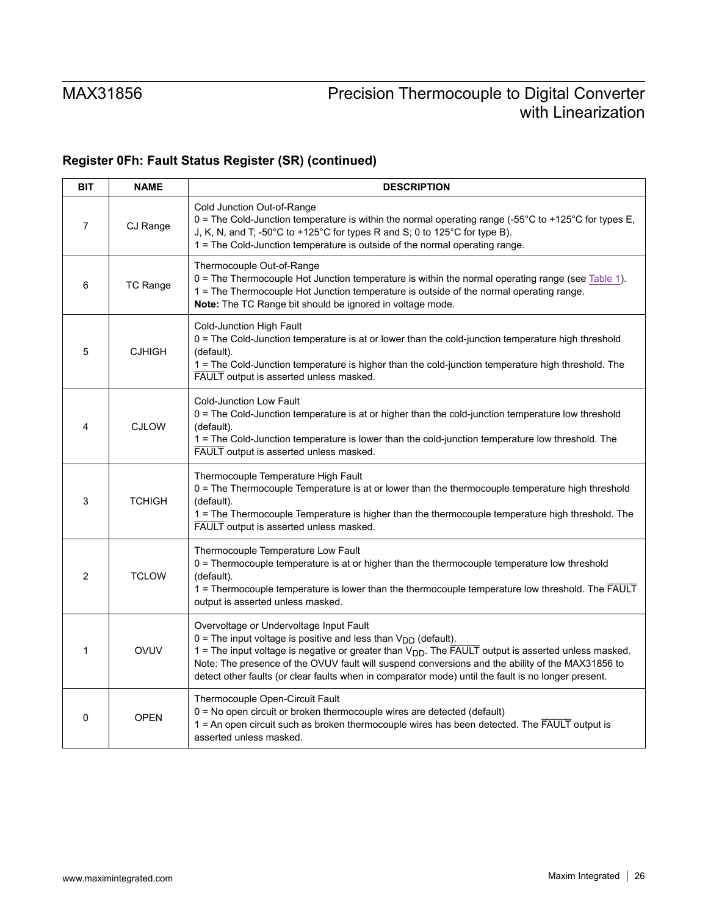### Register 0Fh: Fault Status Register (SR) (continued)

| BIT | NAME | DESCRIPTION |
|---|---|---|
| 7 | CJ Range | Cold Junction Out-of-Range<br>0 = The Cold-Junction temperature is within the normal operating range (-55°C to +125°C for types E, J, K, N, and T; -50°C to +125°C for types R and S; 0 to 125°C for type B).<br>1 = The Cold-Junction temperature is outside of the normal operating range. |
| 6 | TC Range | Thermocouple Out-of-Range<br>0 = The Thermocouple Hot Junction temperature is within the normal operating range (see Table 1).<br>1 = The Thermocouple Hot Junction temperature is outside of the normal operating range.<br>**Note:** The TC Range bit should be ignored in voltage mode. |
| 5 | CJHIGH | Cold-Junction High Fault<br>0 = The Cold-Junction temperature is at or lower than the cold-junction temperature high threshold (default).<br>1 = The Cold-Junction temperature is higher than the cold-junction temperature high threshold. The $\overline{\text{FAULT}}$ output is asserted unless masked. |
| 4 | CJLOW | Cold-Junction Low Fault<br>0 = The Cold-Junction temperature is at or higher than the cold-junction temperature low threshold (default).<br>1 = The Cold-Junction temperature is lower than the cold-junction temperature low threshold. The $\overline{\text{FAULT}}$ output is asserted unless masked. |
| 3 | TCHIGH | Thermocouple Temperature High Fault<br>0 = The Thermocouple Temperature is at or lower than the thermocouple temperature high threshold (default).<br>1 = The Thermocouple Temperature is higher than the thermocouple temperature high threshold. The $\overline{\text{FAULT}}$ output is asserted unless masked. |
| 2 | TCLOW | Thermocouple Temperature Low Fault<br>0 = Thermocouple temperature is at or higher than the thermocouple temperature low threshold (default).<br>1 = Thermocouple temperature is lower than the thermocouple temperature low threshold. The $\overline{\text{FAULT}}$ output is asserted unless masked. |
| 1 | OVUV | Overvoltage or Undervoltage Input Fault<br>0 = The input voltage is positive and less than $V_{DD}$ (default).<br>1 = The input voltage is negative or greater than $V_{DD}$. The $\overline{\text{FAULT}}$ output is asserted unless masked.<br>Note: The presence of the OVUV fault will suspend conversions and the ability of the MAX31856 to detect other faults (or clear faults when in comparator mode) until the fault is no longer present. |
| 0 | OPEN | Thermocouple Open-Circuit Fault<br>0 = No open circuit or broken thermocouple wires are detected (default)<br>1 = An open circuit such as broken thermocouple wires has been detected. The $\overline{\text{FAULT}}$ output is asserted unless masked. |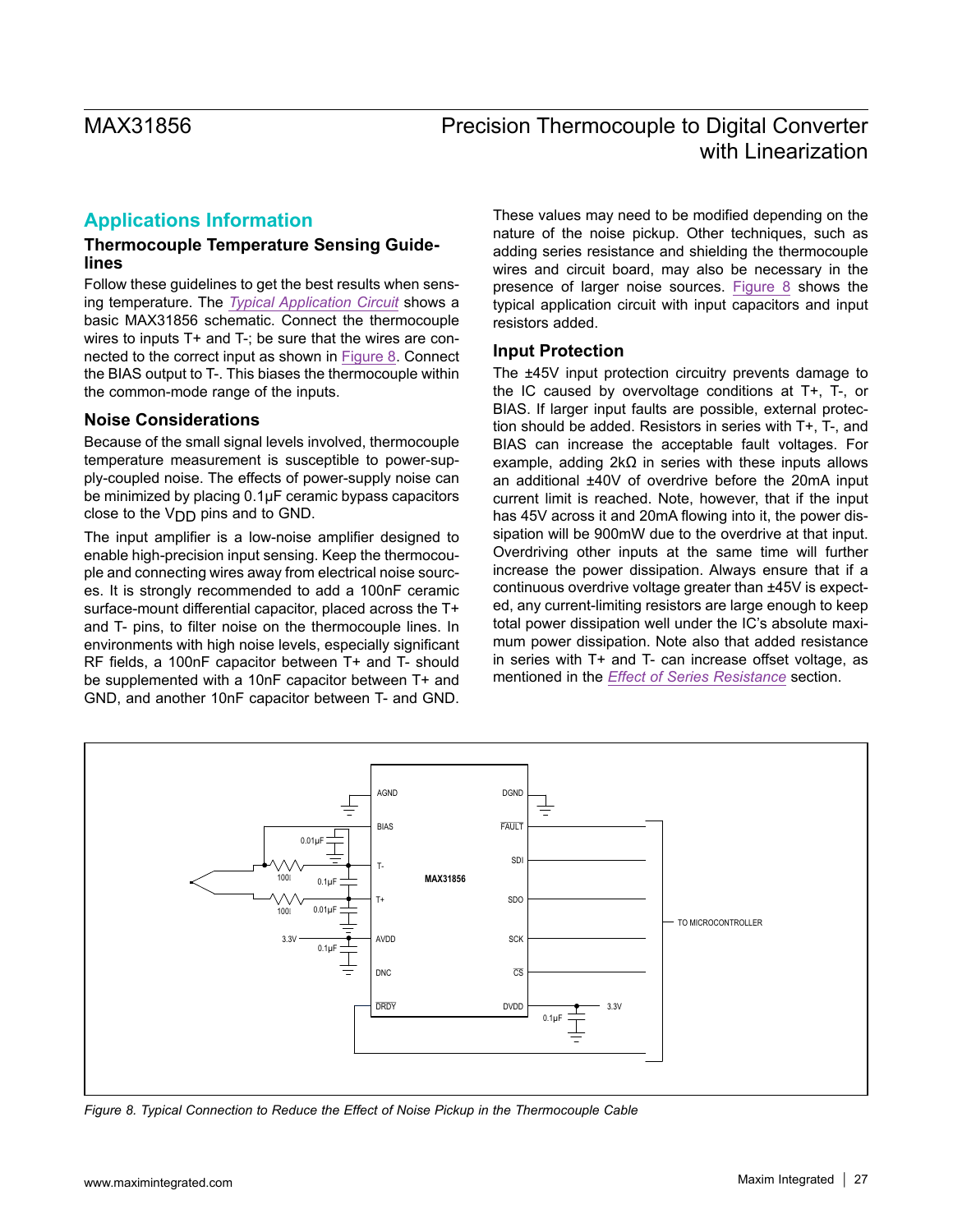## Applications Information

### Thermocouple Temperature Sensing Guidelines

Follow these guidelines to get the best results when sensing temperature. The *Typical Application Circuit* shows a basic MAX31856 schematic. Connect the thermocouple wires to inputs T+ and T-; be sure that the wires are connected to the correct input as shown in Figure 8. Connect the BIAS output to T-. This biases the thermocouple within the common-mode range of the inputs.

### Noise Considerations

Because of the small signal levels involved, thermocouple temperature measurement is susceptible to power-supply-coupled noise. The effects of power-supply noise can be minimized by placing 0.1μF ceramic bypass capacitors close to the $V_{DD}$ pins and to GND.

The input amplifier is a low-noise amplifier designed to enable high-precision input sensing. Keep the thermocouple and connecting wires away from electrical noise sources. It is strongly recommended to add a 100nF ceramic surface-mount differential capacitor, placed across the T+ and T- pins, to filter noise on the thermocouple lines. In environments with high noise levels, especially significant RF fields, a 100nF capacitor between T+ and T- should be supplemented with a 10nF capacitor between T+ and GND, and another 10nF capacitor between T- and GND. These values may need to be modified depending on the nature of the noise pickup. Other techniques, such as adding series resistance and shielding the thermocouple wires and circuit board, may also be necessary in the presence of larger noise sources. Figure 8 shows the typical application circuit with input capacitors and input resistors added.

### Input Protection

The ±45V input protection circuitry prevents damage to the IC caused by overvoltage conditions at T+, T-, or BIAS. If larger input faults are possible, external protection should be added. Resistors in series with T+, T-, and BIAS can increase the acceptable fault voltages. For example, adding 2kΩ in series with these inputs allows an additional ±40V of overdrive before the 20mA input current limit is reached. Note, however, that if the input has 45V across it and 20mA flowing into it, the power dissipation will be 900mW due to the overdrive at that input. Overdriving other inputs at the same time will further increase the power dissipation. Always ensure that if a continuous overdrive voltage greater than ±45V is expected, any current-limiting resistors are large enough to keep total power dissipation well under the IC's absolute maximum power dissipation. Note also that added resistance in series with T+ and T- can increase offset voltage, as mentioned in the *Effect of Series Resistance* section.

*Figure 8. Typical Connection to Reduce the Effect of Noise Pickup in the Thermocouple Cable*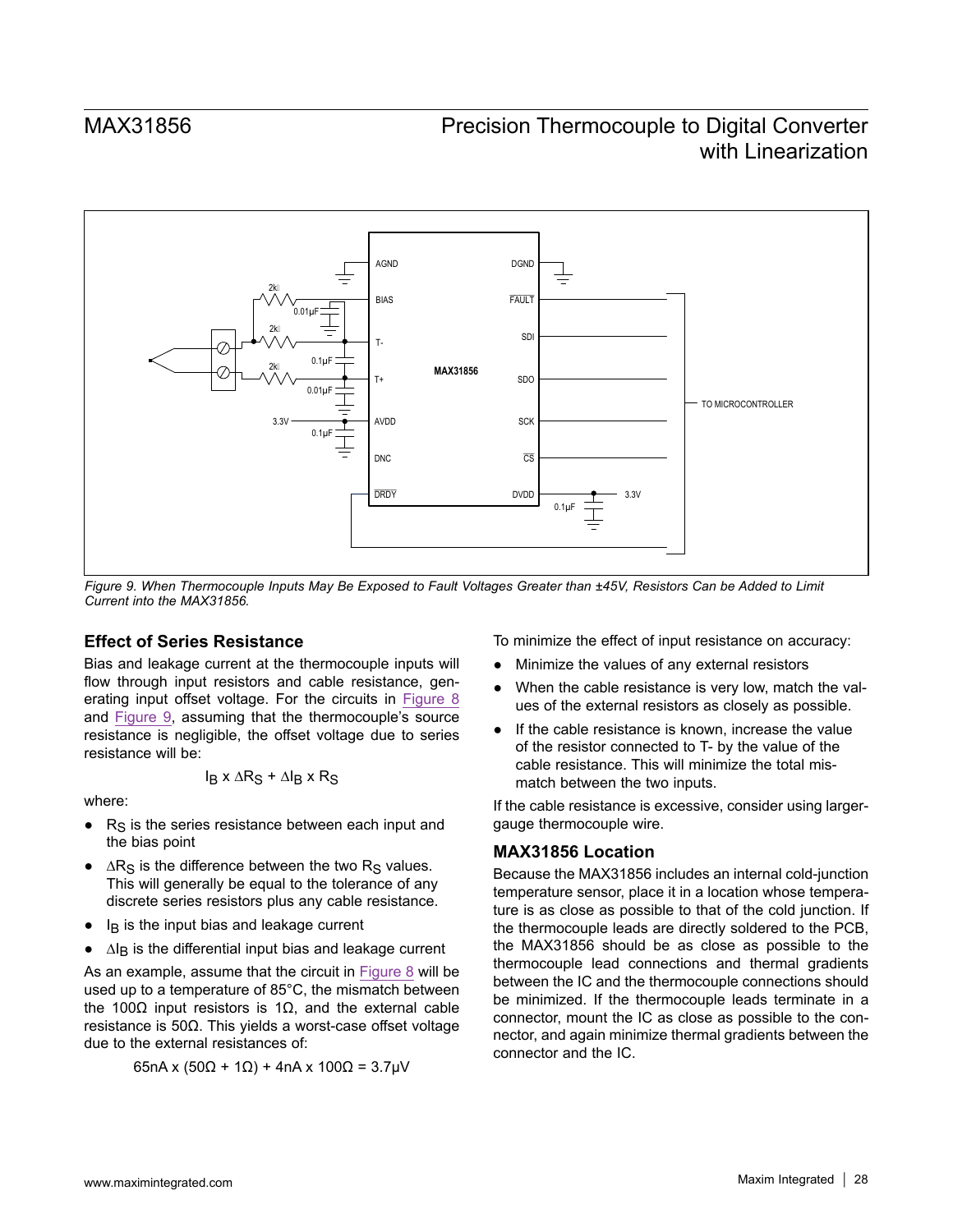Figure 9. When Thermocouple Inputs May Be Exposed to Fault Voltages Greater than ±45V, Resistors Can be Added to Limit Current into the MAX31856.

### Effect of Series Resistance

Bias and leakage current at the thermocouple inputs will flow through input resistors and cable resistance, generating input offset voltage. For the circuits in Figure 8 and Figure 9, assuming that the thermocouple's source resistance is negligible, the offset voltage due to series resistance will be:

$$I_B \times \Delta R_S + \Delta I_B \times R_S$$

where:

- $R_S$ is the series resistance between each input and the bias point
- $\Delta R_S$ is the difference between the two $R_S$ values. This will generally be equal to the tolerance of any discrete series resistors plus any cable resistance.
- $I_B$ is the input bias and leakage current
- $\Delta I_B$ is the differential input bias and leakage current

As an example, assume that the circuit in Figure 8 will be used up to a temperature of 85°C, the mismatch between the 100Ω input resistors is 1Ω, and the external cable resistance is 50Ω. This yields a worst-case offset voltage due to the external resistances of:

$$65\text{nA} \times (50\Omega + 1\Omega) + 4\text{nA} \times 100\Omega = 3.7\mu\text{V}$$

To minimize the effect of input resistance on accuracy:

- Minimize the values of any external resistors
- When the cable resistance is very low, match the values of the external resistors as closely as possible.
- If the cable resistance is known, increase the value of the resistor connected to T- by the value of the cable resistance. This will minimize the total mismatch between the two inputs.

If the cable resistance is excessive, consider using larger-gauge thermocouple wire.

### MAX31856 Location

Because the MAX31856 includes an internal cold-junction temperature sensor, place it in a location whose temperature is as close as possible to that of the cold junction. If the thermocouple leads are directly soldered to the PCB, the MAX31856 should be as close as possible to the thermocouple lead connections and thermal gradients between the IC and the thermocouple connections should be minimized. If the thermocouple leads terminate in a connector, mount the IC as close as possible to the connector, and again minimize thermal gradients between the connector and the IC.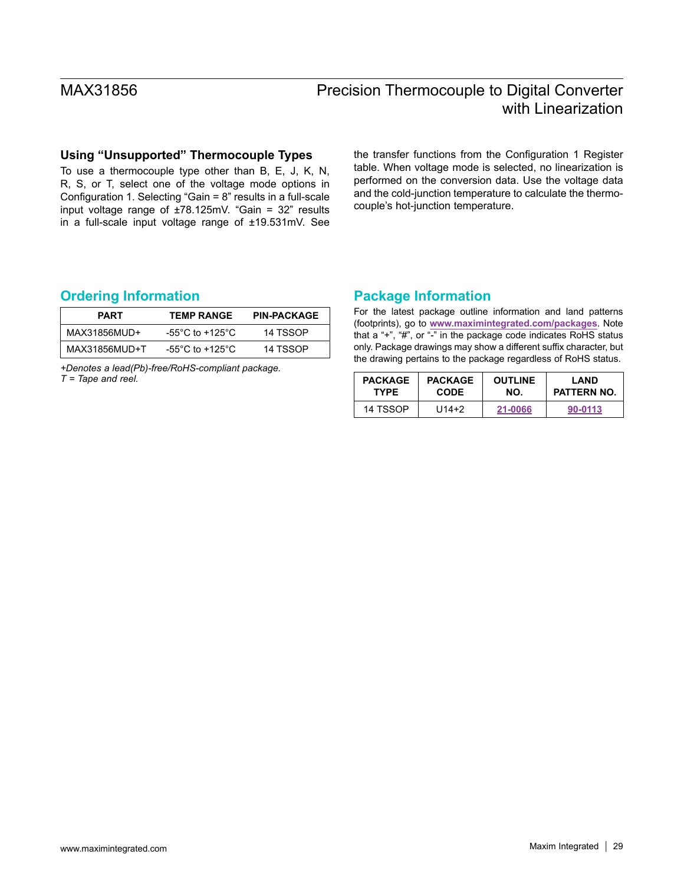## Using “Unsupported” Thermocouple Types

To use a thermocouple type other than B, E, J, K, N, R, S, or T, select one of the voltage mode options in Configuration 1. Selecting “Gain = 8” results in a full-scale input voltage range of ±78.125mV. “Gain = 32” results in a full-scale input voltage range of ±19.531mV. See the transfer functions from the Configuration 1 Register table. When voltage mode is selected, no linearization is performed on the conversion data. Use the voltage data and the cold-junction temperature to calculate the thermocouple’s hot-junction temperature.

## Ordering Information

| PART | TEMP RANGE | PIN-PACKAGE |
|---|---|---|
| MAX31856MUD+ | -55°C to +125°C | 14 TSSOP |
| MAX31856MUD+T | -55°C to +125°C | 14 TSSOP |

*+Denotes a lead(Pb)-free/RoHS-compliant package.*
*T = Tape and reel.*

## Package Information

For the latest package outline information and land patterns (footprints), go to **www.maximintegrated.com/packages**. Note that a “+”, “#”, or “-” in the package code indicates RoHS status only. Package drawings may show a different suffix character, but the drawing pertains to the package regardless of RoHS status.

| PACKAGE TYPE | PACKAGE CODE | OUTLINE NO. | LAND PATTERN NO. |
|---|---|---|---|
| 14 TSSOP | U14+2 | 21-0066 | 90-0113 |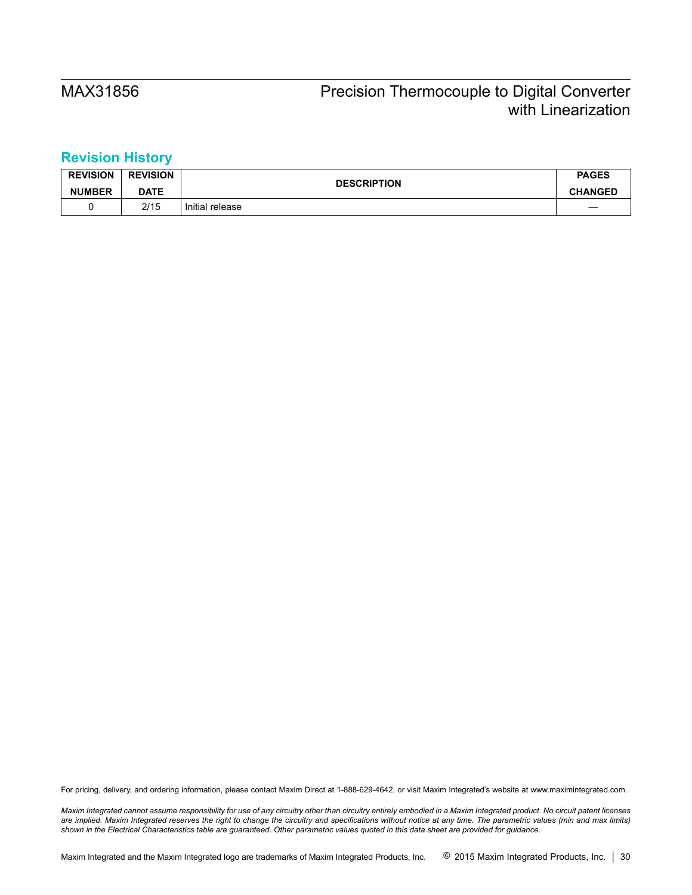## Revision History

| REVISION NUMBER | REVISION DATE | DESCRIPTION | PAGES CHANGED |
|---|---|---|---|
| 0 | 2/15 | Initial release | — |

For pricing, delivery, and ordering information, please contact Maxim Direct at 1-888-629-4642, or visit Maxim Integrated's website at www.maximintegrated.com.

*Maxim Integrated cannot assume responsibility for use of any circuitry other than circuitry entirely embodied in a Maxim Integrated product. No circuit patent licenses are implied. Maxim Integrated reserves the right to change the circuitry and specifications without notice at any time. The parametric values (min and max limits) shown in the Electrical Characteristics table are guaranteed. Other parametric values quoted in this data sheet are provided for guidance.*

Maxim Integrated and the Maxim Integrated logo are trademarks of Maxim Integrated Products, Inc. © 2015 Maxim Integrated Products, Inc.